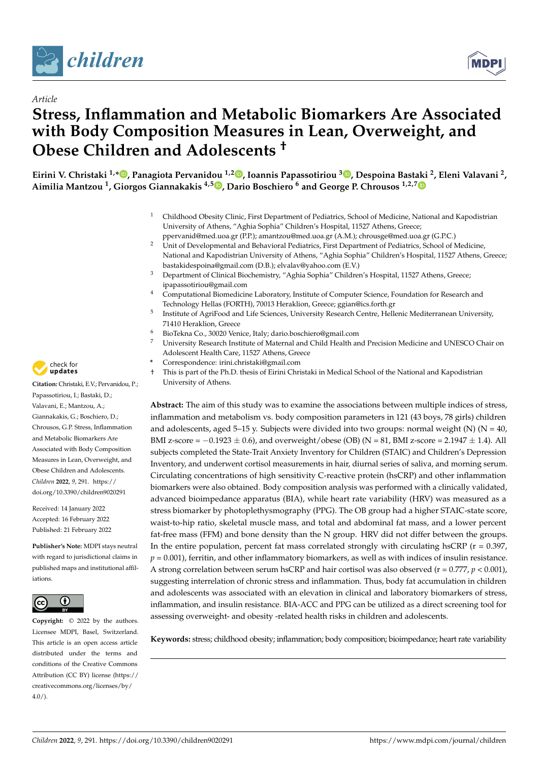*Article*

# Stress, Inflammation and Metabolic Biomarkers Are Associated with Body Composition Measures in Lean, Overweight, and Obese Children and Adolescents †

**Eirini V. Christaki [1,*], Panagiota Pervanidou [1,2], Ioannis Papassotiriou [3], Despoina Bastaki [2], Eleni Valavani [2], Aimilia Mantzou [1], Giorgos Giannakakis [4,5], Dario Boschiero [6] and George P. Chrousos [1,2,7]**

[1] Childhood Obesity Clinic, First Department of Pediatrics, School of Medicine, National and Kapodistrian University of Athens, "Aghia Sophia" Children's Hospital, 11527 Athens, Greece; ppervanid@med.uoa.gr (P.P.); amantzou@med.uoa.gr (A.M.); chrousge@med.uoa.gr (G.P.C.)

[2] Unit of Developmental and Behavioral Pediatrics, First Department of Pediatrics, School of Medicine, National and Kapodistrian University of Athens, "Aghia Sophia" Children's Hospital, 11527 Athens, Greece; bastakidespoina@gmail.com (D.B.); elvalav@yahoo.com (E.V.)

[3] Department of Clinical Biochemistry, "Aghia Sophia" Children's Hospital, 11527 Athens, Greece; ipapassotiriou@gmail.com

[4] Computational Biomedicine Laboratory, Institute of Computer Science, Foundation for Research and Technology Hellas (FORTH), 70013 Heraklion, Greece; ggian@ics.forth.gr

[5] Institute of AgriFood and Life Sciences, University Research Centre, Hellenic Mediterranean University, 71410 Heraklion, Greece

[6] BioTekna Co., 30020 Venice, Italy; dario.boschiero@gmail.com

[7] University Research Institute of Maternal and Child Health and Precision Medicine and UNESCO Chair on Adolescent Health Care, 11527 Athens, Greece

\* Correspondence: irini.christaki@gmail.com

† This is part of the Ph.D. thesis of Eirini Christaki in Medical School of the National and Kapodistrian University of Athens.

**Citation:** Christaki, E.V.; Pervanidou, P.; Papassotiriou, I.; Bastaki, D.; Valavani, E.; Mantzou, A.; Giannakakis, G.; Boschiero, D.; Chrousos, G.P. Stress, Inflammation and Metabolic Biomarkers Are Associated with Body Composition Measures in Lean, Overweight, and Obese Children and Adolescents. *Children* **2022**, *9*, 291. https://doi.org/10.3390/children9020291

Received: 14 January 2022
Accepted: 16 February 2022
Published: 21 February 2022

**Publisher's Note:** MDPI stays neutral with regard to jurisdictional claims in published maps and institutional affiliations.

**Copyright:** © 2022 by the authors. Licensee MDPI, Basel, Switzerland. This article is an open access article distributed under the terms and conditions of the Creative Commons Attribution (CC BY) license (https://creativecommons.org/licenses/by/4.0/).

**Abstract:** The aim of this study was to examine the associations between multiple indices of stress, inflammation and metabolism vs. body composition parameters in 121 (43 boys, 78 girls) children and adolescents, aged 5–15 y. Subjects were divided into two groups: normal weight (N) (N = 40, BMI z-score = −0.1923 ± 0.6), and overweight/obese (OB) (N = 81, BMI z-score = 2.1947 ± 1.4). All subjects completed the State-Trait Anxiety Inventory for Children (STAIC) and Children's Depression Inventory, and underwent cortisol measurements in hair, diurnal series of saliva, and morning serum. Circulating concentrations of high sensitivity C-reactive protein (hsCRP) and other inflammation biomarkers were also obtained. Body composition analysis was performed with a clinically validated, advanced bioimpedance apparatus (BIA), while heart rate variability (HRV) was measured as a stress biomarker by photoplethysmography (PPG). The OB group had a higher STAIC-state score, waist-to-hip ratio, skeletal muscle mass, and total and abdominal fat mass, and a lower percent fat-free mass (FFM) and bone density than the N group. HRV did not differ between the groups. In the entire population, percent fat mass correlated strongly with circulating hsCRP (r = 0.397, $p = 0.001$), ferritin, and other inflammatory biomarkers, as well as with indices of insulin resistance. A strong correlation between serum hsCRP and hair cortisol was also observed (r = 0.777, $p < 0.001$), suggesting interrelation of chronic stress and inflammation. Thus, body fat accumulation in children and adolescents was associated with an elevation in clinical and laboratory biomarkers of stress, inflammation, and insulin resistance. BIA-ACC and PPG can be utilized as a direct screening tool for assessing overweight- and obesity -related health risks in children and adolescents.

**Keywords:** stress; childhood obesity; inflammation; body composition; bioimpedance; heart rate variability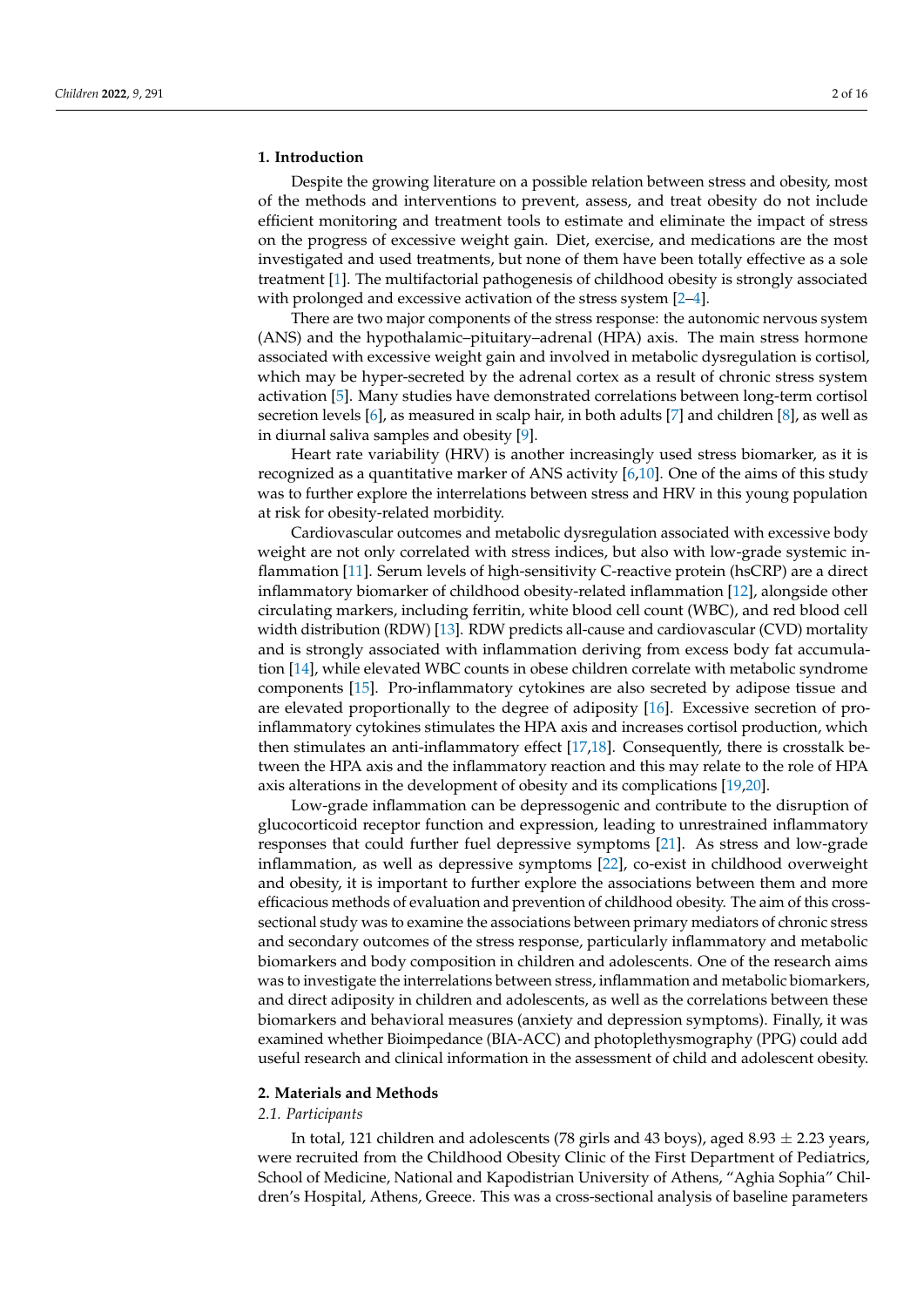## 1. Introduction

Despite the growing literature on a possible relation between stress and obesity, most of the methods and interventions to prevent, assess, and treat obesity do not include efficient monitoring and treatment tools to estimate and eliminate the impact of stress on the progress of excessive weight gain. Diet, exercise, and medications are the most investigated and used treatments, but none of them have been totally effective as a sole treatment [1]. The multifactorial pathogenesis of childhood obesity is strongly associated with prolonged and excessive activation of the stress system [2–4].

There are two major components of the stress response: the autonomic nervous system (ANS) and the hypothalamic–pituitary–adrenal (HPA) axis. The main stress hormone associated with excessive weight gain and involved in metabolic dysregulation is cortisol, which may be hyper-secreted by the adrenal cortex as a result of chronic stress system activation [5]. Many studies have demonstrated correlations between long-term cortisol secretion levels [6], as measured in scalp hair, in both adults [7] and children [8], as well as in diurnal saliva samples and obesity [9].

Heart rate variability (HRV) is another increasingly used stress biomarker, as it is recognized as a quantitative marker of ANS activity [6,10]. One of the aims of this study was to further explore the interrelations between stress and HRV in this young population at risk for obesity-related morbidity.

Cardiovascular outcomes and metabolic dysregulation associated with excessive body weight are not only correlated with stress indices, but also with low-grade systemic inflammation [11]. Serum levels of high-sensitivity C-reactive protein (hsCRP) are a direct inflammatory biomarker of childhood obesity-related inflammation [12], alongside other circulating markers, including ferritin, white blood cell count (WBC), and red blood cell width distribution (RDW) [13]. RDW predicts all-cause and cardiovascular (CVD) mortality and is strongly associated with inflammation deriving from excess body fat accumulation [14], while elevated WBC counts in obese children correlate with metabolic syndrome components [15]. Pro-inflammatory cytokines are also secreted by adipose tissue and are elevated proportionally to the degree of adiposity [16]. Excessive secretion of pro-inflammatory cytokines stimulates the HPA axis and increases cortisol production, which then stimulates an anti-inflammatory effect [17,18]. Consequently, there is crosstalk between the HPA axis and the inflammatory reaction and this may relate to the role of HPA axis alterations in the development of obesity and its complications [19,20].

Low-grade inflammation can be depressogenic and contribute to the disruption of glucocorticoid receptor function and expression, leading to unrestrained inflammatory responses that could further fuel depressive symptoms [21]. As stress and low-grade inflammation, as well as depressive symptoms [22], co-exist in childhood overweight and obesity, it is important to further explore the associations between them and more efficacious methods of evaluation and prevention of childhood obesity. The aim of this cross-sectional study was to examine the associations between primary mediators of chronic stress and secondary outcomes of the stress response, particularly inflammatory and metabolic biomarkers and body composition in children and adolescents. One of the research aims was to investigate the interrelations between stress, inflammation and metabolic biomarkers, and direct adiposity in children and adolescents, as well as the correlations between these biomarkers and behavioral measures (anxiety and depression symptoms). Finally, it was examined whether Bioimpedance (BIA-ACC) and photoplethysmography (PPG) could add useful research and clinical information in the assessment of child and adolescent obesity.

## 2. Materials and Methods

### *2.1. Participants*

In total, 121 children and adolescents (78 girls and 43 boys), aged $8.93 \pm 2.23$ years, were recruited from the Childhood Obesity Clinic of the First Department of Pediatrics, School of Medicine, National and Kapodistrian University of Athens, "Aghia Sophia" Children's Hospital, Athens, Greece. This was a cross-sectional analysis of baseline parameters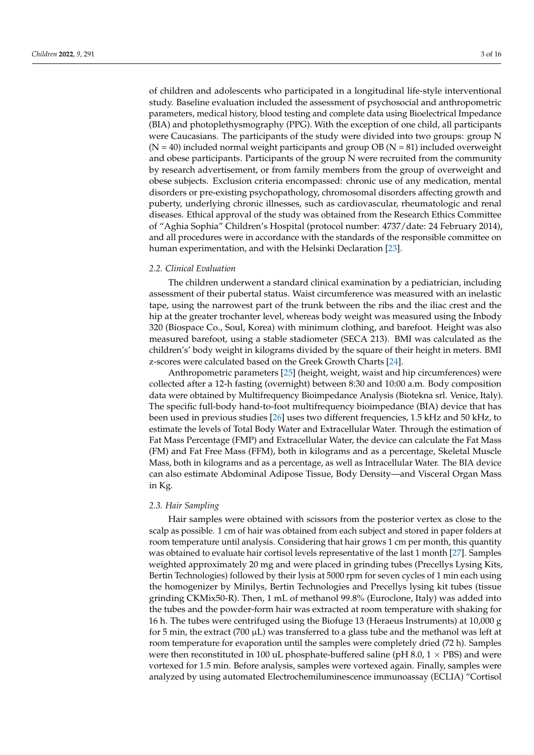of children and adolescents who participated in a longitudinal life-style interventional study. Baseline evaluation included the assessment of psychosocial and anthropometric parameters, medical history, blood testing and complete data using Bioelectrical Impedance (BIA) and photoplethysmography (PPG). With the exception of one child, all participants were Caucasians. The participants of the study were divided into two groups: group N (N = 40) included normal weight participants and group OB (N = 81) included overweight and obese participants. Participants of the group N were recruited from the community by research advertisement, or from family members from the group of overweight and obese subjects. Exclusion criteria encompassed: chronic use of any medication, mental disorders or pre-existing psychopathology, chromosomal disorders affecting growth and puberty, underlying chronic illnesses, such as cardiovascular, rheumatologic and renal diseases. Ethical approval of the study was obtained from the Research Ethics Committee of "Aghia Sophia" Children's Hospital (protocol number: 4737/date: 24 February 2014), and all procedures were in accordance with the standards of the responsible committee on human experimentation, and with the Helsinki Declaration [23].

### 2.2. Clinical Evaluation

The children underwent a standard clinical examination by a pediatrician, including assessment of their pubertal status. Waist circumference was measured with an inelastic tape, using the narrowest part of the trunk between the ribs and the iliac crest and the hip at the greater trochanter level, whereas body weight was measured using the Inbody 320 (Biospace Co., Soul, Korea) with minimum clothing, and barefoot. Height was also measured barefoot, using a stable stadiometer (SECA 213). BMI was calculated as the children's' body weight in kilograms divided by the square of their height in meters. BMI z-scores were calculated based on the Greek Growth Charts [24].

Anthropometric parameters [25] (height, weight, waist and hip circumferences) were collected after a 12-h fasting (overnight) between 8:30 and 10:00 a.m. Body composition data were obtained by Multifrequency Bioimpedance Analysis (Biotekna srl. Venice, Italy). The specific full-body hand-to-foot multifrequency bioimpedance (BIA) device that has been used in previous studies [26] uses two different frequencies, 1.5 kHz and 50 kHz, to estimate the levels of Total Body Water and Extracellular Water. Through the estimation of Fat Mass Percentage (FMP) and Extracellular Water, the device can calculate the Fat Mass (FM) and Fat Free Mass (FFM), both in kilograms and as a percentage, Skeletal Muscle Mass, both in kilograms and as a percentage, as well as Intracellular Water. The BIA device can also estimate Abdominal Adipose Tissue, Body Density—and Visceral Organ Mass in Kg.

### 2.3. Hair Sampling

Hair samples were obtained with scissors from the posterior vertex as close to the scalp as possible. 1 cm of hair was obtained from each subject and stored in paper folders at room temperature until analysis. Considering that hair grows 1 cm per month, this quantity was obtained to evaluate hair cortisol levels representative of the last 1 month [27]. Samples weighted approximately 20 mg and were placed in grinding tubes (Precellys Lysing Kits, Bertin Technologies) followed by their lysis at 5000 rpm for seven cycles of 1 min each using the homogenizer by Minilys, Bertin Technologies and Precellys lysing kit tubes (tissue grinding CKMix50-R). Then, 1 mL of methanol 99.8% (Euroclone, Italy) was added into the tubes and the powder-form hair was extracted at room temperature with shaking for 16 h. The tubes were centrifuged using the Biofuge 13 (Heraeus Instruments) at 10,000 g for 5 min, the extract (700 μL) was transferred to a glass tube and the methanol was left at room temperature for evaporation until the samples were completely dried (72 h). Samples were then reconstituted in 100 uL phosphate-buffered saline (pH 8.0, 1 × PBS) and were vortexed for 1.5 min. Before analysis, samples were vortexed again. Finally, samples were analyzed by using automated Electrochemiluminescence immunoassay (ECLIA) "Cortisol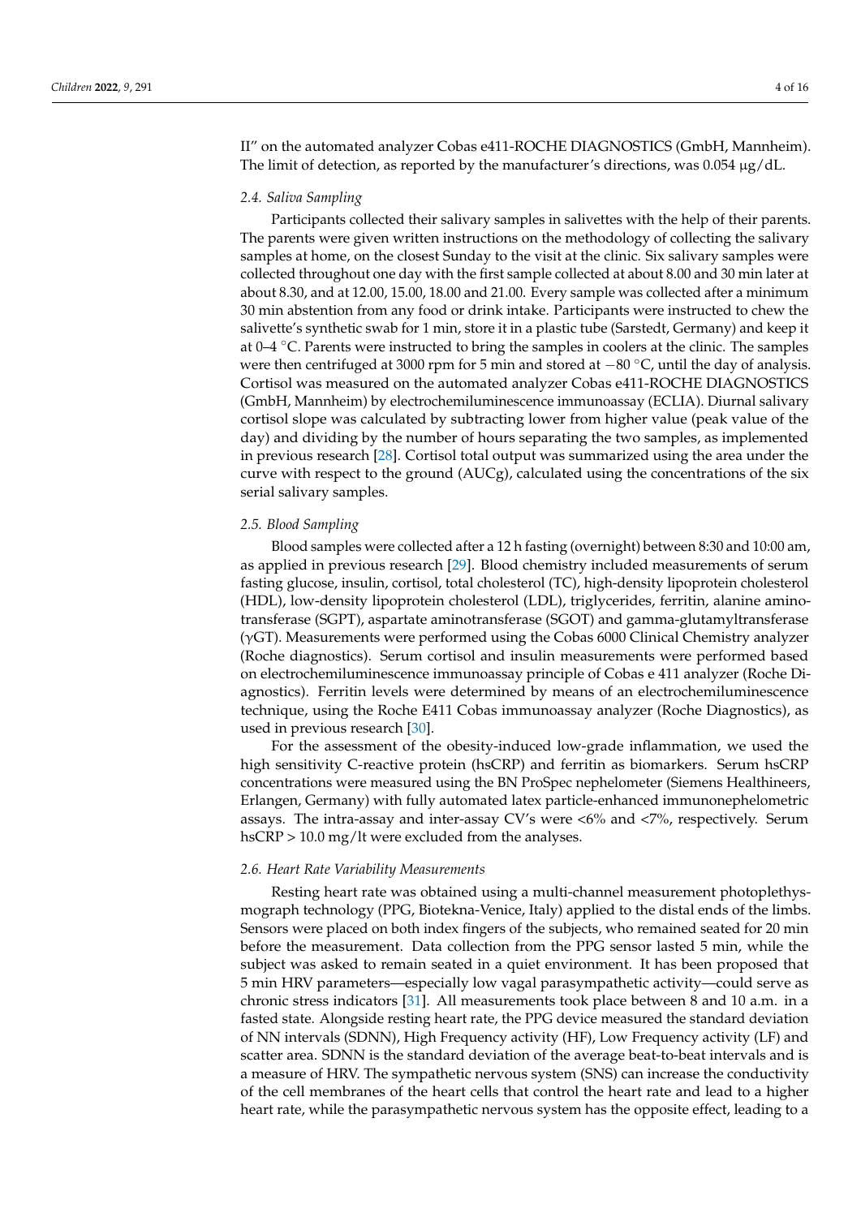II" on the automated analyzer Cobas e411-ROCHE DIAGNOSTICS (GmbH, Mannheim). The limit of detection, as reported by the manufacturer's directions, was 0.054 μg/dL.

### 2.4. Saliva Sampling

Participants collected their salivary samples in salivettes with the help of their parents. The parents were given written instructions on the methodology of collecting the salivary samples at home, on the closest Sunday to the visit at the clinic. Six salivary samples were collected throughout one day with the first sample collected at about 8.00 and 30 min later at about 8.30, and at 12.00, 15.00, 18.00 and 21.00. Every sample was collected after a minimum 30 min abstention from any food or drink intake. Participants were instructed to chew the salivette's synthetic swab for 1 min, store it in a plastic tube (Sarstedt, Germany) and keep it at 0–4 °C. Parents were instructed to bring the samples in coolers at the clinic. The samples were then centrifuged at 3000 rpm for 5 min and stored at −80 °C, until the day of analysis. Cortisol was measured on the automated analyzer Cobas e411-ROCHE DIAGNOSTICS (GmbH, Mannheim) by electrochemiluminescence immunoassay (ECLIA). Diurnal salivary cortisol slope was calculated by subtracting lower from higher value (peak value of the day) and dividing by the number of hours separating the two samples, as implemented in previous research [28]. Cortisol total output was summarized using the area under the curve with respect to the ground (AUCg), calculated using the concentrations of the six serial salivary samples.

### 2.5. Blood Sampling

Blood samples were collected after a 12 h fasting (overnight) between 8:30 and 10:00 am, as applied in previous research [29]. Blood chemistry included measurements of serum fasting glucose, insulin, cortisol, total cholesterol (TC), high-density lipoprotein cholesterol (HDL), low-density lipoprotein cholesterol (LDL), triglycerides, ferritin, alanine aminotransferase (SGPT), aspartate aminotransferase (SGOT) and gamma-glutamyltransferase (γGT). Measurements were performed using the Cobas 6000 Clinical Chemistry analyzer (Roche diagnostics). Serum cortisol and insulin measurements were performed based on electrochemiluminescence immunoassay principle of Cobas e 411 analyzer (Roche Diagnostics). Ferritin levels were determined by means of an electrochemiluminescence technique, using the Roche E411 Cobas immunoassay analyzer (Roche Diagnostics), as used in previous research [30].

For the assessment of the obesity-induced low-grade inflammation, we used the high sensitivity C-reactive protein (hsCRP) and ferritin as biomarkers. Serum hsCRP concentrations were measured using the BN ProSpec nephelometer (Siemens Healthineers, Erlangen, Germany) with fully automated latex particle-enhanced immunonephelometric assays. The intra-assay and inter-assay CV's were <6% and <7%, respectively. Serum hsCRP > 10.0 mg/lt were excluded from the analyses.

### 2.6. Heart Rate Variability Measurements

Resting heart rate was obtained using a multi-channel measurement photoplethysmograph technology (PPG, Biotekna-Venice, Italy) applied to the distal ends of the limbs. Sensors were placed on both index fingers of the subjects, who remained seated for 20 min before the measurement. Data collection from the PPG sensor lasted 5 min, while the subject was asked to remain seated in a quiet environment. It has been proposed that 5 min HRV parameters—especially low vagal parasympathetic activity—could serve as chronic stress indicators [31]. All measurements took place between 8 and 10 a.m. in a fasted state. Alongside resting heart rate, the PPG device measured the standard deviation of NN intervals (SDNN), High Frequency activity (HF), Low Frequency activity (LF) and scatter area. SDNN is the standard deviation of the average beat-to-beat intervals and is a measure of HRV. The sympathetic nervous system (SNS) can increase the conductivity of the cell membranes of the heart cells that control the heart rate and lead to a higher heart rate, while the parasympathetic nervous system has the opposite effect, leading to a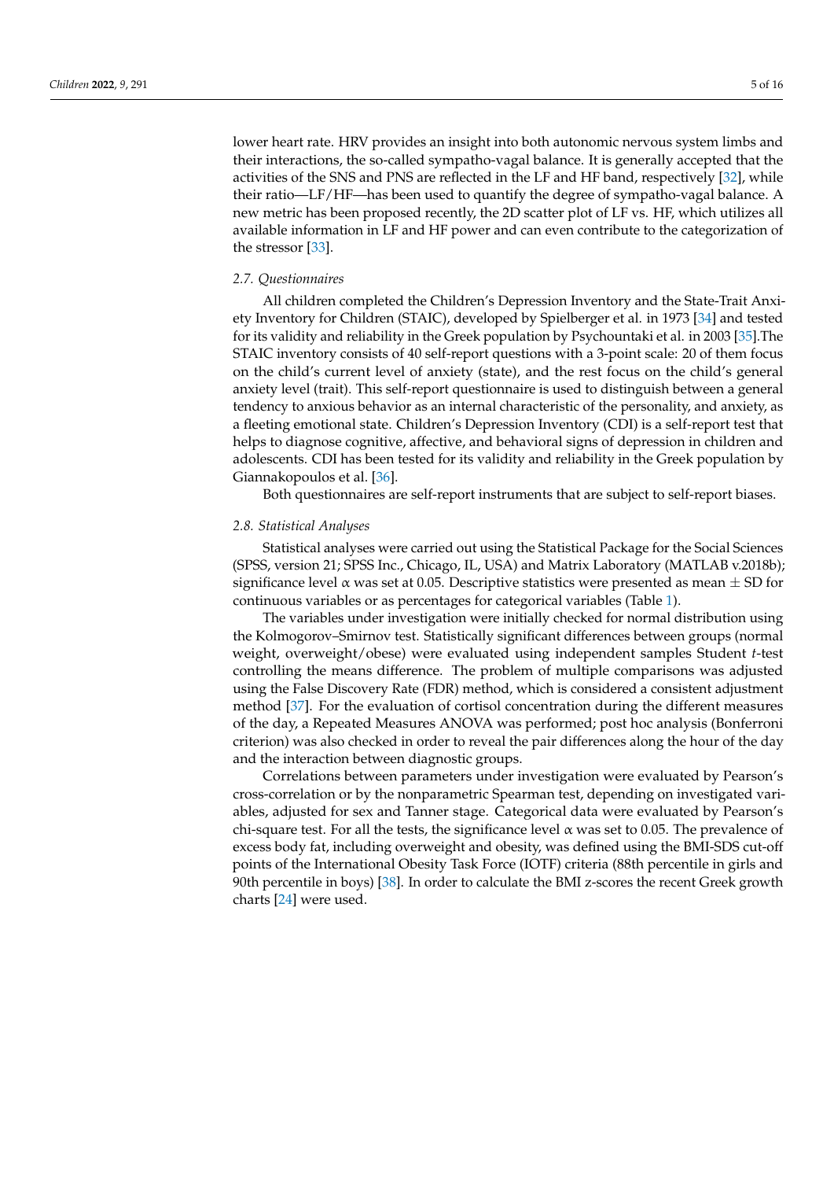lower heart rate. HRV provides an insight into both autonomic nervous system limbs and their interactions, the so-called sympatho-vagal balance. It is generally accepted that the activities of the SNS and PNS are reflected in the LF and HF band, respectively [32], while their ratio—LF/HF—has been used to quantify the degree of sympatho-vagal balance. A new metric has been proposed recently, the 2D scatter plot of LF vs. HF, which utilizes all available information in LF and HF power and can even contribute to the categorization of the stressor [33].

### 2.7. Questionnaires

All children completed the Children's Depression Inventory and the State-Trait Anxiety Inventory for Children (STAIC), developed by Spielberger et al. in 1973 [34] and tested for its validity and reliability in the Greek population by Psychountaki et al. in 2003 [35].The STAIC inventory consists of 40 self-report questions with a 3-point scale: 20 of them focus on the child's current level of anxiety (state), and the rest focus on the child's general anxiety level (trait). This self-report questionnaire is used to distinguish between a general tendency to anxious behavior as an internal characteristic of the personality, and anxiety, as a fleeting emotional state. Children's Depression Inventory (CDI) is a self-report test that helps to diagnose cognitive, affective, and behavioral signs of depression in children and adolescents. CDI has been tested for its validity and reliability in the Greek population by Giannakopoulos et al. [36].

Both questionnaires are self-report instruments that are subject to self-report biases.

### 2.8. Statistical Analyses

Statistical analyses were carried out using the Statistical Package for the Social Sciences (SPSS, version 21; SPSS Inc., Chicago, IL, USA) and Matrix Laboratory (MATLAB v.2018b); significance level $\alpha$ was set at 0.05. Descriptive statistics were presented as mean $\pm$ SD for continuous variables or as percentages for categorical variables (Table 1).

The variables under investigation were initially checked for normal distribution using the Kolmogorov–Smirnov test. Statistically significant differences between groups (normal weight, overweight/obese) were evaluated using independent samples Student *t*-test controlling the means difference. The problem of multiple comparisons was adjusted using the False Discovery Rate (FDR) method, which is considered a consistent adjustment method [37]. For the evaluation of cortisol concentration during the different measures of the day, a Repeated Measures ANOVA was performed; post hoc analysis (Bonferroni criterion) was also checked in order to reveal the pair differences along the hour of the day and the interaction between diagnostic groups.

Correlations between parameters under investigation were evaluated by Pearson's cross-correlation or by the nonparametric Spearman test, depending on investigated variables, adjusted for sex and Tanner stage. Categorical data were evaluated by Pearson's chi-square test. For all the tests, the significance level $\alpha$ was set to 0.05. The prevalence of excess body fat, including overweight and obesity, was defined using the BMI-SDS cut-off points of the International Obesity Task Force (IOTF) criteria (88th percentile in girls and 90th percentile in boys) [38]. In order to calculate the BMI z-scores the recent Greek growth charts [24] were used.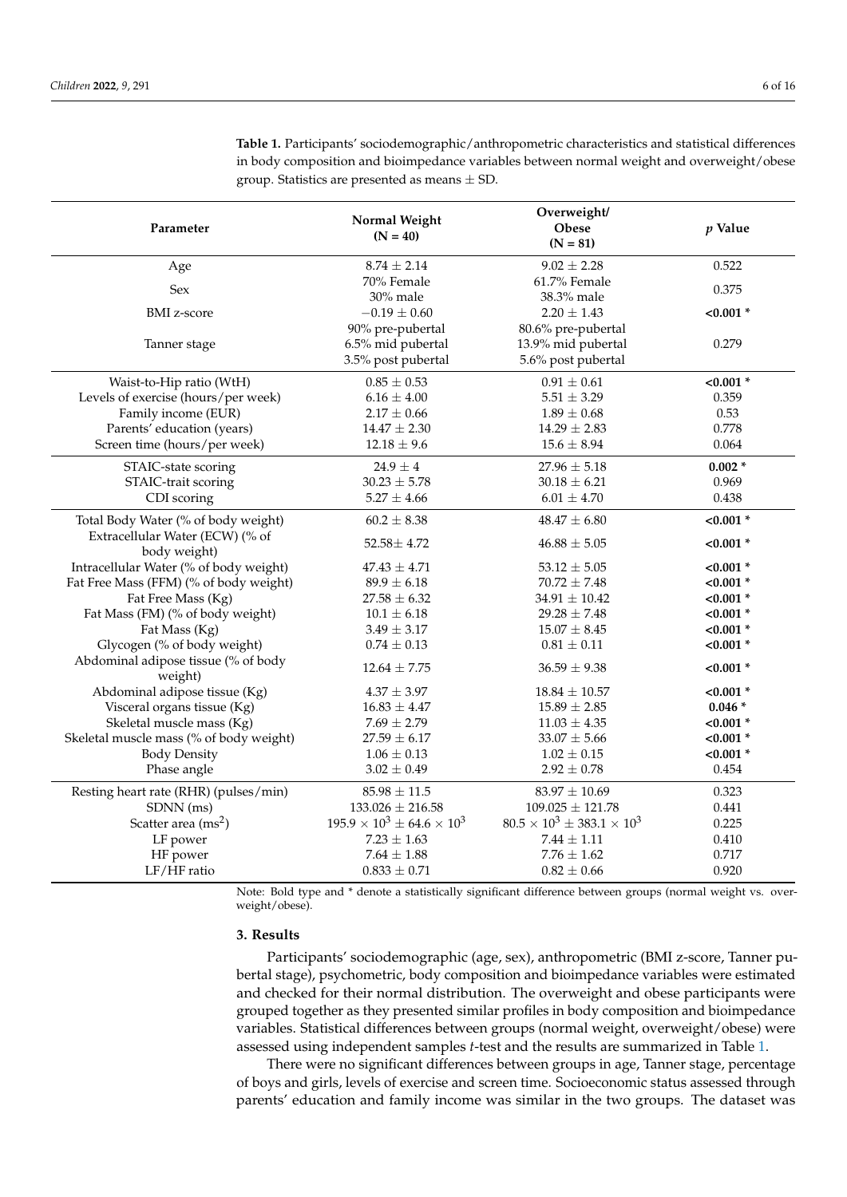**Table 1.** Participants' sociodemographic/anthropometric characteristics and statistical differences in body composition and bioimpedance variables between normal weight and overweight/obese group. Statistics are presented as means ± SD.

| Parameter | Normal Weight (N = 40) | Overweight/ Obese (N = 81) | *p* Value |
|---|---|---|---|
| Age | 8.74 ± 2.14 | 9.02 ± 2.28 | 0.522 |
| Sex | 70% Female<br>30% male | 61.7% Female<br>38.3% male | 0.375 |
| BMI z-score | −0.19 ± 0.60 | 2.20 ± 1.43 | **<0.001 *** |
| Tanner stage | 90% pre-pubertal<br>6.5% mid pubertal<br>3.5% post pubertal | 80.6% pre-pubertal<br>13.9% mid pubertal<br>5.6% post pubertal | 0.279 |
| Waist-to-Hip ratio (WtH) | 0.85 ± 0.53 | 0.91 ± 0.61 | **<0.001 *** |
| Levels of exercise (hours/per week) | 6.16 ± 4.00 | 5.51 ± 3.29 | 0.359 |
| Family income (EUR) | 2.17 ± 0.66 | 1.89 ± 0.68 | 0.53 |
| Parents' education (years) | 14.47 ± 2.30 | 14.29 ± 2.83 | 0.778 |
| Screen time (hours/per week) | 12.18 ± 9.6 | 15.6 ± 8.94 | 0.064 |
| STAIC-state scoring | 24.9 ± 4 | 27.96 ± 5.18 | **0.002 *** |
| STAIC-trait scoring | 30.23 ± 5.78 | 30.18 ± 6.21 | 0.969 |
| CDI scoring | 5.27 ± 4.66 | 6.01 ± 4.70 | 0.438 |
| Total Body Water (% of body weight) | 60.2 ± 8.38 | 48.47 ± 6.80 | **<0.001 *** |
| Extracellular Water (ECW) (% of body weight) | 52.58± 4.72 | 46.88 ± 5.05 | **<0.001 *** |
| Intracellular Water (% of body weight) | 47.43 ± 4.71 | 53.12 ± 5.05 | **<0.001 *** |
| Fat Free Mass (FFM) (% of body weight) | 89.9 ± 6.18 | 70.72 ± 7.48 | **<0.001 *** |
| Fat Free Mass (Kg) | 27.58 ± 6.32 | 34.91 ± 10.42 | **<0.001 *** |
| Fat Mass (FM) (% of body weight) | 10.1 ± 6.18 | 29.28 ± 7.48 | **<0.001 *** |
| Fat Mass (Kg) | 3.49 ± 3.17 | 15.07 ± 8.45 | **<0.001 *** |
| Glycogen (% of body weight) | 0.74 ± 0.13 | 0.81 ± 0.11 | **<0.001 *** |
| Abdominal adipose tissue (% of body weight) | 12.64 ± 7.75 | 36.59 ± 9.38 | **<0.001 *** |
| Abdominal adipose tissue (Kg) | 4.37 ± 3.97 | 18.84 ± 10.57 | **<0.001 *** |
| Visceral organs tissue (Kg) | 16.83 ± 4.47 | 15.89 ± 2.85 | **0.046 *** |
| Skeletal muscle mass (Kg) | 7.69 ± 2.79 | 11.03 ± 4.35 | **<0.001 *** |
| Skeletal muscle mass (% of body weight) | 27.59 ± 6.17 | 33.07 ± 5.66 | **<0.001 *** |
| Body Density | 1.06 ± 0.13 | 1.02 ± 0.15 | **<0.001 *** |
| Phase angle | 3.02 ± 0.49 | 2.92 ± 0.78 | 0.454 |
| Resting heart rate (RHR) (pulses/min) | 85.98 ± 11.5 | 83.97 ± 10.69 | 0.323 |
| SDNN (ms) | 133.026 ± 216.58 | 109.025 ± 121.78 | 0.441 |
| Scatter area ($ms^2$) | $195.9 \times 10^3 \pm 64.6 \times 10^3$ | $80.5 \times 10^3 \pm 383.1 \times 10^3$ | 0.225 |
| LF power | 7.23 ± 1.63 | 7.44 ± 1.11 | 0.410 |
| HF power | 7.64 ± 1.88 | 7.76 ± 1.62 | 0.717 |
| LF/HF ratio | 0.833 ± 0.71 | 0.82 ± 0.66 | 0.920 |

Note: Bold type and * denote a statistically significant difference between groups (normal weight vs. overweight/obese).

## 3. Results

Participants' sociodemographic (age, sex), anthropometric (BMI z-score, Tanner pubertal stage), psychometric, body composition and bioimpedance variables were estimated and checked for their normal distribution. The overweight and obese participants were grouped together as they presented similar profiles in body composition and bioimpedance variables. Statistical differences between groups (normal weight, overweight/obese) were assessed using independent samples *t*-test and the results are summarized in Table 1.

There were no significant differences between groups in age, Tanner stage, percentage of boys and girls, levels of exercise and screen time. Socioeconomic status assessed through parents' education and family income was similar in the two groups. The dataset was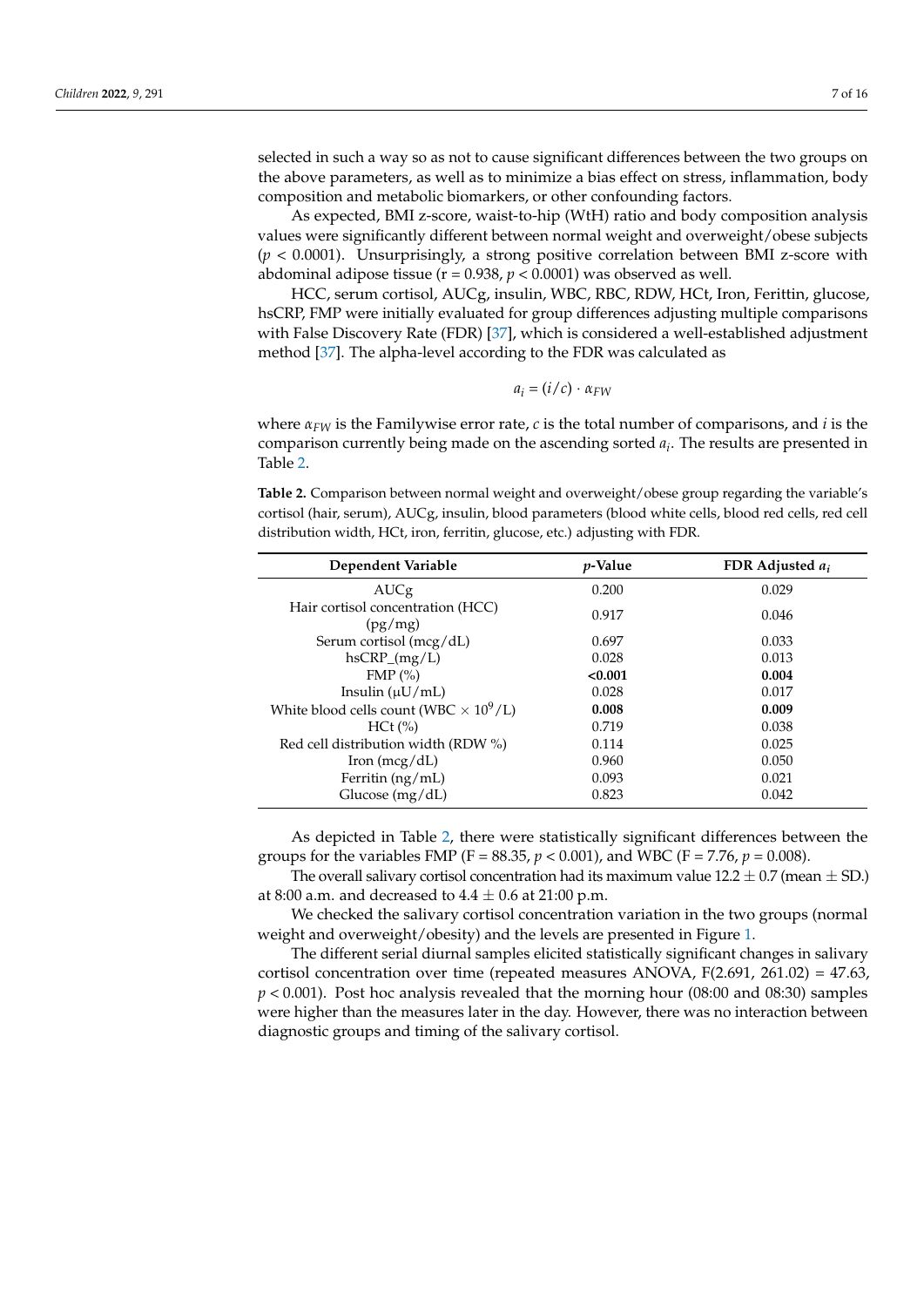selected in such a way so as not to cause significant differences between the two groups on the above parameters, as well as to minimize a bias effect on stress, inflammation, body composition and metabolic biomarkers, or other confounding factors.

As expected, BMI z-score, waist-to-hip (WtH) ratio and body composition analysis values were significantly different between normal weight and overweight/obese subjects ($p < 0.0001$). Unsurprisingly, a strong positive correlation between BMI z-score with abdominal adipose tissue ($r = 0.938$, $p < 0.0001$) was observed as well.

HCC, serum cortisol, AUCg, insulin, WBC, RBC, RDW, HCt, Iron, Ferittin, glucose, hsCRP, FMP were initially evaluated for group differences adjusting multiple comparisons with False Discovery Rate (FDR) [37], which is considered a well-established adjustment method [37]. The alpha-level according to the FDR was calculated as

$$a_i = (i/c) \cdot \alpha_{FW}$$

where $\alpha_{FW}$ is the Familywise error rate, $c$ is the total number of comparisons, and $i$ is the comparison currently being made on the ascending sorted $a_i$. The results are presented in Table 2.

**Table 2.** Comparison between normal weight and overweight/obese group regarding the variable's cortisol (hair, serum), AUCg, insulin, blood parameters (blood white cells, blood red cells, red cell distribution width, HCt, iron, ferritin, glucose, etc.) adjusting with FDR.

| Dependent Variable | *p*-Value | FDR Adjusted $a_i$ |
|---|---|---|
| AUCg | 0.200 | 0.029 |
| Hair cortisol concentration (HCC) (pg/mg) | 0.917 | 0.046 |
| Serum cortisol (mcg/dL) | 0.697 | 0.033 |
| hsCRP_(mg/L) | 0.028 | 0.013 |
| FMP (%) | **<0.001** | **0.004** |
| Insulin (μU/mL) | 0.028 | 0.017 |
| White blood cells count (WBC $\times 10^9$/L) | **0.008** | **0.009** |
| HCt (%) | 0.719 | 0.038 |
| Red cell distribution width (RDW %) | 0.114 | 0.025 |
| Iron (mcg/dL) | 0.960 | 0.050 |
| Ferritin (ng/mL) | 0.093 | 0.021 |
| Glucose (mg/dL) | 0.823 | 0.042 |

As depicted in Table 2, there were statistically significant differences between the groups for the variables FMP ($F = 88.35$, $p < 0.001$), and WBC ($F = 7.76$, $p = 0.008$).

The overall salivary cortisol concentration had its maximum value $12.2 \pm 0.7$ (mean $\pm$ SD.) at 8:00 a.m. and decreased to $4.4 \pm 0.6$ at 21:00 p.m.

We checked the salivary cortisol concentration variation in the two groups (normal weight and overweight/obesity) and the levels are presented in Figure 1.

The different serial diurnal samples elicited statistically significant changes in salivary cortisol concentration over time (repeated measures ANOVA, $F(2.691, 261.02) = 47.63$, $p < 0.001$). Post hoc analysis revealed that the morning hour (08:00 and 08:30) samples were higher than the measures later in the day. However, there was no interaction between diagnostic groups and timing of the salivary cortisol.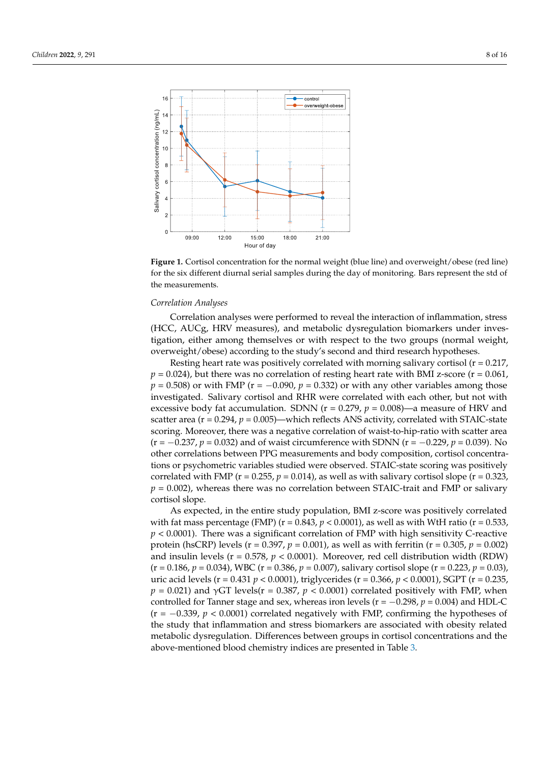**Figure 1.** Cortisol concentration for the normal weight (blue line) and overweight/obese (red line) for the six different diurnal serial samples during the day of monitoring. Bars represent the std of the measurements.

*Correlation Analyses*

Correlation analyses were performed to reveal the interaction of inflammation, stress (HCC, AUCg, HRV measures), and metabolic dysregulation biomarkers under investigation, either among themselves or with respect to the two groups (normal weight, overweight/obese) according to the study's second and third research hypotheses.

Resting heart rate was positively correlated with morning salivary cortisol (r = 0.217, $p = 0.024$), but there was no correlation of resting heart rate with BMI z-score (r = 0.061, $p = 0.508$) or with FMP (r = −0.090, $p = 0.332$) or with any other variables among those investigated. Salivary cortisol and RHR were correlated with each other, but not with excessive body fat accumulation. SDNN (r = 0.279, $p = 0.008$)—a measure of HRV and scatter area (r = 0.294, $p = 0.005$)—which reflects ANS activity, correlated with STAIC-state scoring. Moreover, there was a negative correlation of waist-to-hip-ratio with scatter area (r = −0.237, $p = 0.032$) and of waist circumference with SDNN (r = −0.229, $p = 0.039$). No other correlations between PPG measurements and body composition, cortisol concentrations or psychometric variables studied were observed. STAIC-state scoring was positively correlated with FMP (r = 0.255, $p = 0.014$), as well as with salivary cortisol slope (r = 0.323, $p = 0.002$), whereas there was no correlation between STAIC-trait and FMP or salivary cortisol slope.

As expected, in the entire study population, BMI z-score was positively correlated with fat mass percentage (FMP) (r = 0.843, $p < 0.0001$), as well as with WtH ratio (r = 0.533, $p < 0.0001$). There was a significant correlation of FMP with high sensitivity C-reactive protein (hsCRP) levels (r = 0.397, $p = 0.001$), as well as with ferritin (r = 0.305, $p = 0.002$) and insulin levels (r = 0.578, $p < 0.0001$). Moreover, red cell distribution width (RDW) (r = 0.186, $p = 0.034$), WBC (r = 0.386, $p = 0.007$), salivary cortisol slope (r = 0.223, $p = 0.03$), uric acid levels (r = 0.431 $p < 0.0001$), triglycerides (r = 0.366, $p < 0.0001$), SGPT (r = 0.235, $p = 0.021$) and γGT levels(r = 0.387, $p < 0.0001$) correlated positively with FMP, when controlled for Tanner stage and sex, whereas iron levels (r = −0.298, $p = 0.004$) and HDL-C (r = −0.339, $p < 0.0001$) correlated negatively with FMP, confirming the hypotheses of the study that inflammation and stress biomarkers are associated with obesity related metabolic dysregulation. Differences between groups in cortisol concentrations and the above-mentioned blood chemistry indices are presented in Table 3.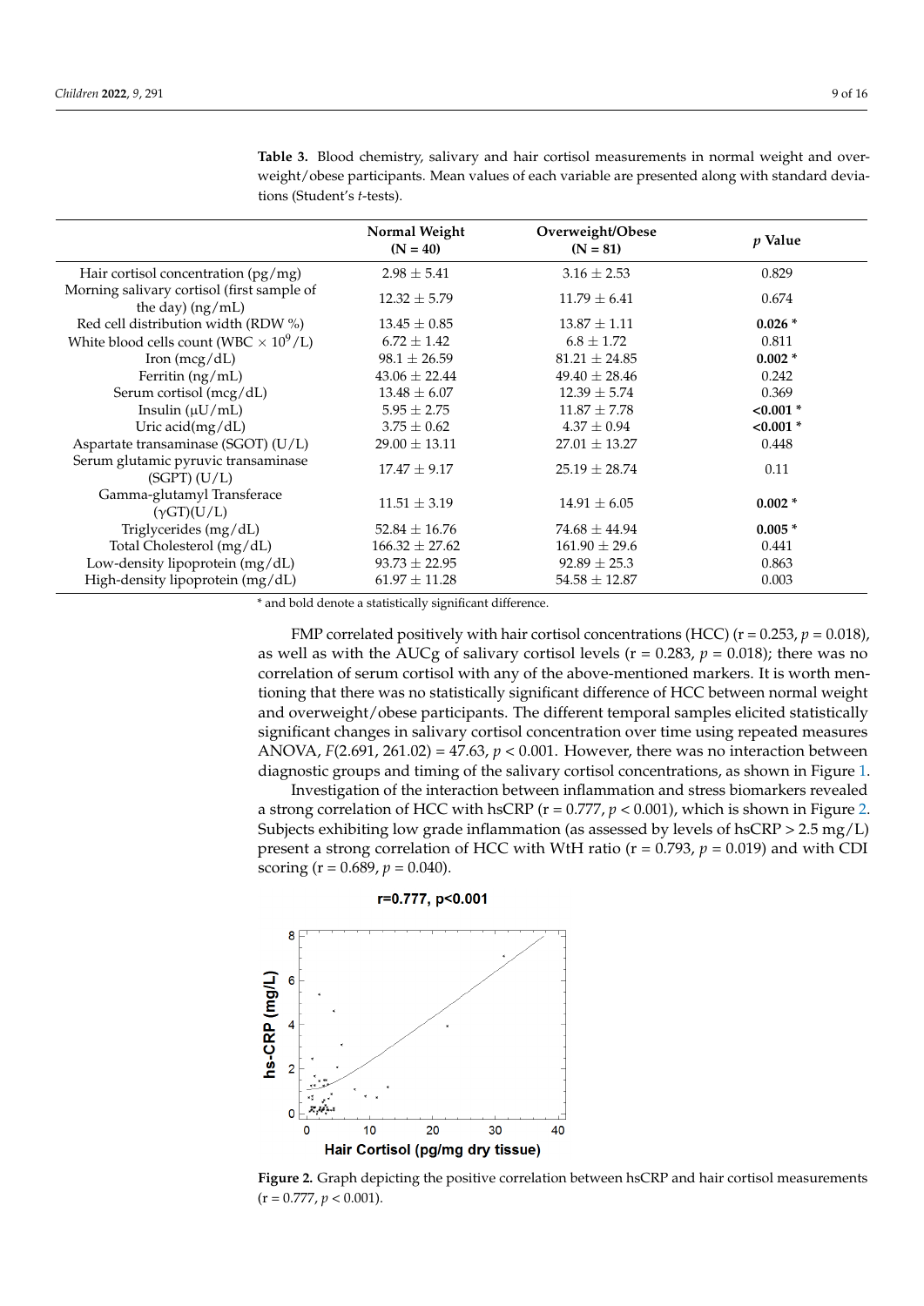**Table 3.** Blood chemistry, salivary and hair cortisol measurements in normal weight and overweight/obese participants. Mean values of each variable are presented along with standard deviations (Student's *t*-tests).

| | Normal Weight (N = 40) | Overweight/Obese (N = 81) | *p* Value |
|---|---|---|---|
| Hair cortisol concentration (pg/mg) | 2.98 ± 5.41 | 3.16 ± 2.53 | 0.829 |
| Morning salivary cortisol (first sample of the day) (ng/mL) | 12.32 ± 5.79 | 11.79 ± 6.41 | 0.674 |
| Red cell distribution width (RDW %) | 13.45 ± 0.85 | 13.87 ± 1.11 | **0.026** * |
| White blood cells count (WBC × $10^9$/L) | 6.72 ± 1.42 | 6.8 ± 1.72 | 0.811 |
| Iron (mcg/dL) | 98.1 ± 26.59 | 81.21 ± 24.85 | **0.002** * |
| Ferritin (ng/mL) | 43.06 ± 22.44 | 49.40 ± 28.46 | 0.242 |
| Serum cortisol (mcg/dL) | 13.48 ± 6.07 | 12.39 ± 5.74 | 0.369 |
| Insulin (μU/mL) | 5.95 ± 2.75 | 11.87 ± 7.78 | **<0.001** * |
| Uric acid(mg/dL) | 3.75 ± 0.62 | 4.37 ± 0.94 | **<0.001** * |
| Aspartate transaminase (SGOT) (U/L) | 29.00 ± 13.11 | 27.01 ± 13.27 | 0.448 |
| Serum glutamic pyruvic transaminase (SGPT) (U/L) | 17.47 ± 9.17 | 25.19 ± 28.74 | 0.11 |
| Gamma-glutamyl Transferace (γGT)(U/L) | 11.51 ± 3.19 | 14.91 ± 6.05 | **0.002** * |
| Triglycerides (mg/dL) | 52.84 ± 16.76 | 74.68 ± 44.94 | **0.005** * |
| Total Cholesterol (mg/dL) | 166.32 ± 27.62 | 161.90 ± 29.6 | 0.441 |
| Low-density lipoprotein (mg/dL) | 93.73 ± 22.95 | 92.89 ± 25.3 | 0.863 |
| High-density lipoprotein (mg/dL) | 61.97 ± 11.28 | 54.58 ± 12.87 | 0.003 |

* and bold denote a statistically significant difference.

FMP correlated positively with hair cortisol concentrations (HCC) (r = 0.253, *p* = 0.018), as well as with the AUCg of salivary cortisol levels (r = 0.283, *p* = 0.018); there was no correlation of serum cortisol with any of the above-mentioned markers. It is worth mentioning that there was no statistically significant difference of HCC between normal weight and overweight/obese participants. The different temporal samples elicited statistically significant changes in salivary cortisol concentration over time using repeated measures ANOVA, $F(2.691, 261.02) = 47.63$, $p < 0.001$. However, there was no interaction between diagnostic groups and timing of the salivary cortisol concentrations, as shown in Figure 1.

Investigation of the interaction between inflammation and stress biomarkers revealed a strong correlation of HCC with hsCRP (r = 0.777, $p < 0.001$), which is shown in Figure 2. Subjects exhibiting low grade inflammation (as assessed by levels of hsCRP > 2.5 mg/L) present a strong correlation of HCC with WtH ratio (r = 0.793, *p* = 0.019) and with CDI scoring (r = 0.689, *p* = 0.040).

**Figure 2.** Graph depicting the positive correlation between hsCRP and hair cortisol measurements (r = 0.777, $p < 0.001$).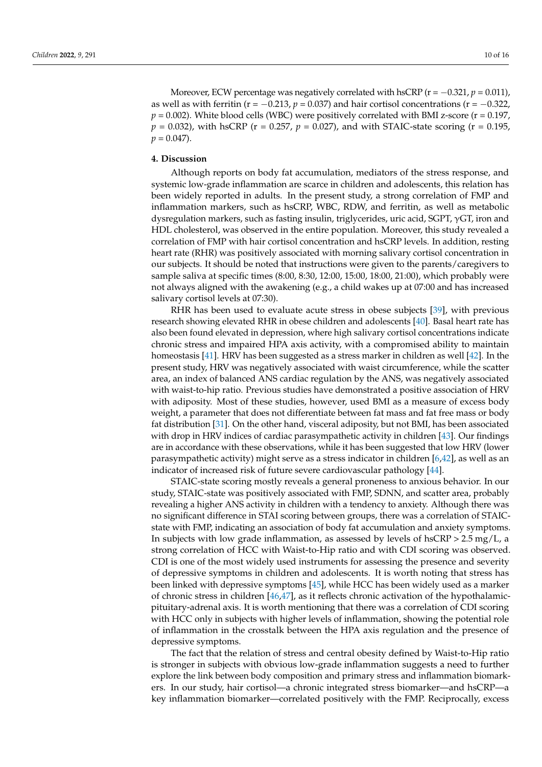Moreover, ECW percentage was negatively correlated with hsCRP ($r = -0.321$, $p = 0.011$), as well as with ferritin ($r = -0.213$, $p = 0.037$) and hair cortisol concentrations ($r = -0.322$, $p = 0.002$). White blood cells (WBC) were positively correlated with BMI z-score ($r = 0.197$, $p = 0.032$), with hsCRP ($r = 0.257$, $p = 0.027$), and with STAIC-state scoring ($r = 0.195$, $p = 0.047$).

## 4. Discussion

Although reports on body fat accumulation, mediators of the stress response, and systemic low-grade inflammation are scarce in children and adolescents, this relation has been widely reported in adults. In the present study, a strong correlation of FMP and inflammation markers, such as hsCRP, WBC, RDW, and ferritin, as well as metabolic dysregulation markers, such as fasting insulin, triglycerides, uric acid, SGPT, γGT, iron and HDL cholesterol, was observed in the entire population. Moreover, this study revealed a correlation of FMP with hair cortisol concentration and hsCRP levels. In addition, resting heart rate (RHR) was positively associated with morning salivary cortisol concentration in our subjects. It should be noted that instructions were given to the parents/caregivers to sample saliva at specific times (8:00, 8:30, 12:00, 15:00, 18:00, 21:00), which probably were not always aligned with the awakening (e.g., a child wakes up at 07:00 and has increased salivary cortisol levels at 07:30).

RHR has been used to evaluate acute stress in obese subjects [39], with previous research showing elevated RHR in obese children and adolescents [40]. Basal heart rate has also been found elevated in depression, where high salivary cortisol concentrations indicate chronic stress and impaired HPA axis activity, with a compromised ability to maintain homeostasis [41]. HRV has been suggested as a stress marker in children as well [42]. In the present study, HRV was negatively associated with waist circumference, while the scatter area, an index of balanced ANS cardiac regulation by the ANS, was negatively associated with waist-to-hip ratio. Previous studies have demonstrated a positive association of HRV with adiposity. Most of these studies, however, used BMI as a measure of excess body weight, a parameter that does not differentiate between fat mass and fat free mass or body fat distribution [31]. On the other hand, visceral adiposity, but not BMI, has been associated with drop in HRV indices of cardiac parasympathetic activity in children [43]. Our findings are in accordance with these observations, while it has been suggested that low HRV (lower parasympathetic activity) might serve as a stress indicator in children [6,42], as well as an indicator of increased risk of future severe cardiovascular pathology [44].

STAIC-state scoring mostly reveals a general proneness to anxious behavior. In our study, STAIC-state was positively associated with FMP, SDNN, and scatter area, probably revealing a higher ANS activity in children with a tendency to anxiety. Although there was no significant difference in STAI scoring between groups, there was a correlation of STAIC-state with FMP, indicating an association of body fat accumulation and anxiety symptoms. In subjects with low grade inflammation, as assessed by levels of hsCRP > 2.5 mg/L, a strong correlation of HCC with Waist-to-Hip ratio and with CDI scoring was observed. CDI is one of the most widely used instruments for assessing the presence and severity of depressive symptoms in children and adolescents. It is worth noting that stress has been linked with depressive symptoms [45], while HCC has been widely used as a marker of chronic stress in children [46,47], as it reflects chronic activation of the hypothalamic-pituitary-adrenal axis. It is worth mentioning that there was a correlation of CDI scoring with HCC only in subjects with higher levels of inflammation, showing the potential role of inflammation in the crosstalk between the HPA axis regulation and the presence of depressive symptoms.

The fact that the relation of stress and central obesity defined by Waist-to-Hip ratio is stronger in subjects with obvious low-grade inflammation suggests a need to further explore the link between body composition and primary stress and inflammation biomarkers. In our study, hair cortisol—a chronic integrated stress biomarker—and hsCRP—a key inflammation biomarker—correlated positively with the FMP. Reciprocally, excess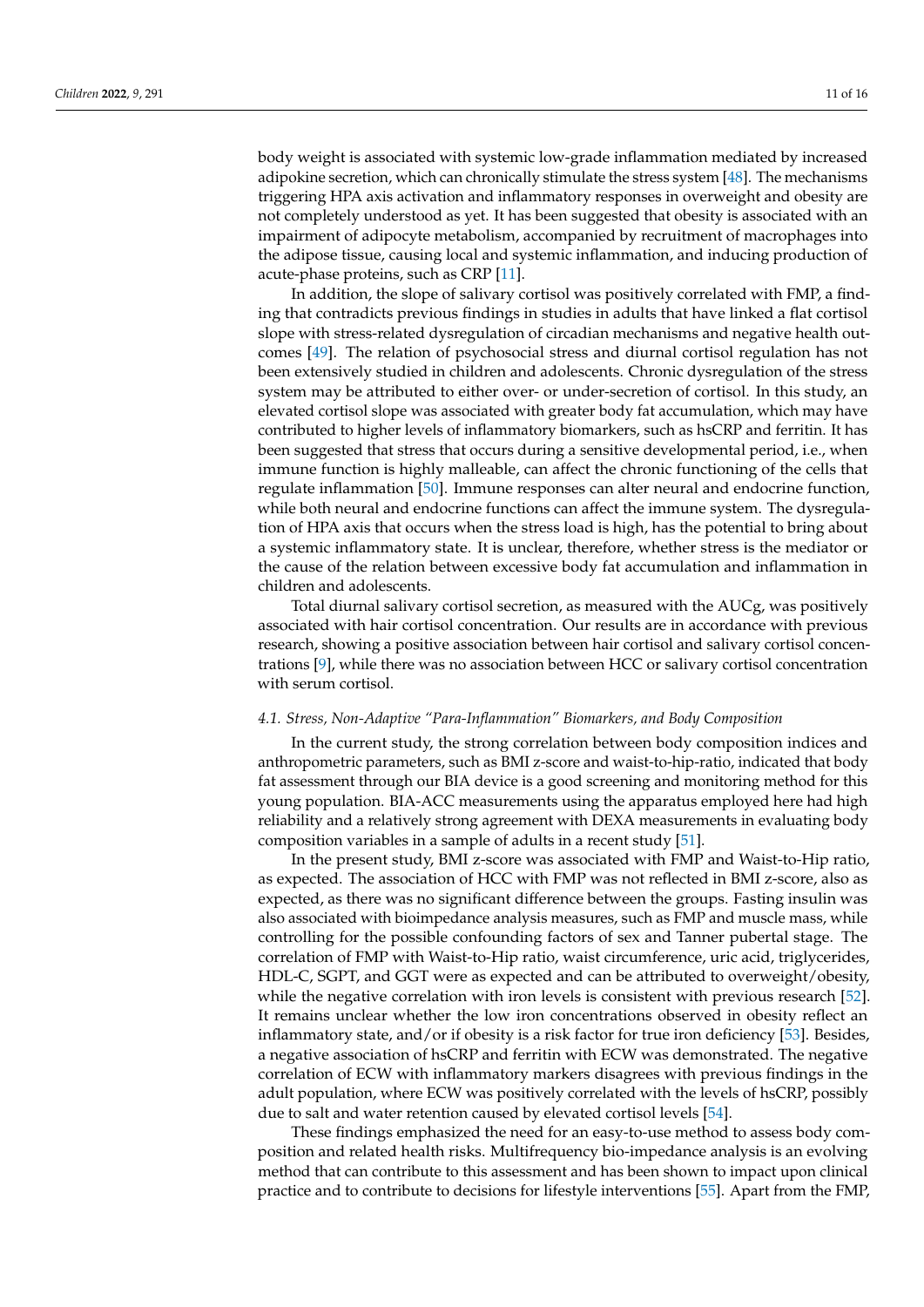body weight is associated with systemic low-grade inflammation mediated by increased adipokine secretion, which can chronically stimulate the stress system [48]. The mechanisms triggering HPA axis activation and inflammatory responses in overweight and obesity are not completely understood as yet. It has been suggested that obesity is associated with an impairment of adipocyte metabolism, accompanied by recruitment of macrophages into the adipose tissue, causing local and systemic inflammation, and inducing production of acute-phase proteins, such as CRP [11].

In addition, the slope of salivary cortisol was positively correlated with FMP, a finding that contradicts previous findings in studies in adults that have linked a flat cortisol slope with stress-related dysregulation of circadian mechanisms and negative health outcomes [49]. The relation of psychosocial stress and diurnal cortisol regulation has not been extensively studied in children and adolescents. Chronic dysregulation of the stress system may be attributed to either over- or under-secretion of cortisol. In this study, an elevated cortisol slope was associated with greater body fat accumulation, which may have contributed to higher levels of inflammatory biomarkers, such as hsCRP and ferritin. It has been suggested that stress that occurs during a sensitive developmental period, i.e., when immune function is highly malleable, can affect the chronic functioning of the cells that regulate inflammation [50]. Immune responses can alter neural and endocrine function, while both neural and endocrine functions can affect the immune system. The dysregulation of HPA axis that occurs when the stress load is high, has the potential to bring about a systemic inflammatory state. It is unclear, therefore, whether stress is the mediator or the cause of the relation between excessive body fat accumulation and inflammation in children and adolescents.

Total diurnal salivary cortisol secretion, as measured with the AUCg, was positively associated with hair cortisol concentration. Our results are in accordance with previous research, showing a positive association between hair cortisol and salivary cortisol concentrations [9], while there was no association between HCC or salivary cortisol concentration with serum cortisol.

### *4.1. Stress, Non-Adaptive "Para-Inflammation" Biomarkers, and Body Composition*

In the current study, the strong correlation between body composition indices and anthropometric parameters, such as BMI z-score and waist-to-hip-ratio, indicated that body fat assessment through our BIA device is a good screening and monitoring method for this young population. BIA-ACC measurements using the apparatus employed here had high reliability and a relatively strong agreement with DEXA measurements in evaluating body composition variables in a sample of adults in a recent study [51].

In the present study, BMI z-score was associated with FMP and Waist-to-Hip ratio, as expected. The association of HCC with FMP was not reflected in BMI z-score, also as expected, as there was no significant difference between the groups. Fasting insulin was also associated with bioimpedance analysis measures, such as FMP and muscle mass, while controlling for the possible confounding factors of sex and Tanner pubertal stage. The correlation of FMP with Waist-to-Hip ratio, waist circumference, uric acid, triglycerides, HDL-C, SGPT, and GGT were as expected and can be attributed to overweight/obesity, while the negative correlation with iron levels is consistent with previous research [52]. It remains unclear whether the low iron concentrations observed in obesity reflect an inflammatory state, and/or if obesity is a risk factor for true iron deficiency [53]. Besides, a negative association of hsCRP and ferritin with ECW was demonstrated. The negative correlation of ECW with inflammatory markers disagrees with previous findings in the adult population, where ECW was positively correlated with the levels of hsCRP, possibly due to salt and water retention caused by elevated cortisol levels [54].

These findings emphasized the need for an easy-to-use method to assess body composition and related health risks. Multifrequency bio-impedance analysis is an evolving method that can contribute to this assessment and has been shown to impact upon clinical practice and to contribute to decisions for lifestyle interventions [55]. Apart from the FMP,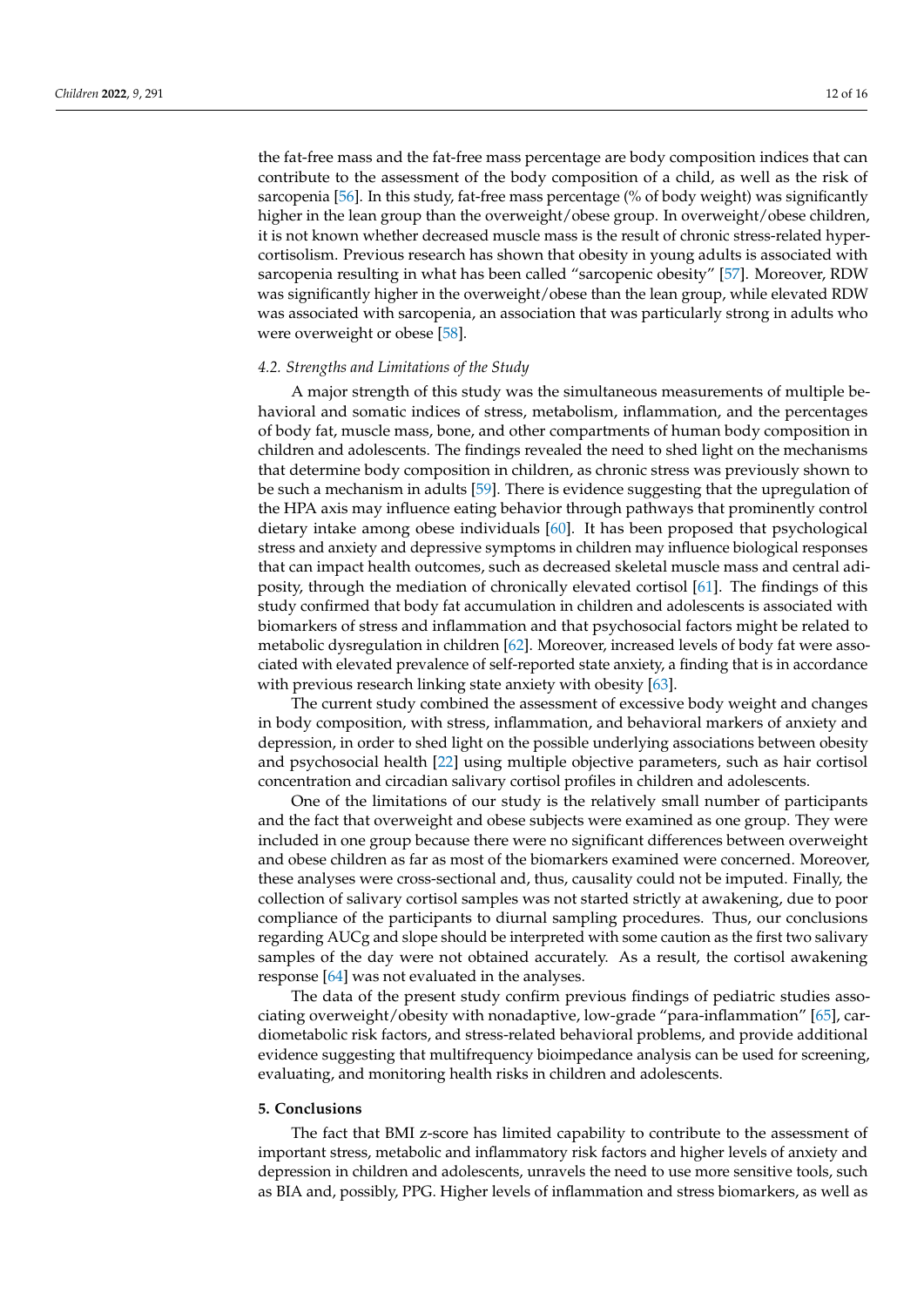the fat-free mass and the fat-free mass percentage are body composition indices that can contribute to the assessment of the body composition of a child, as well as the risk of sarcopenia [56]. In this study, fat-free mass percentage (% of body weight) was significantly higher in the lean group than the overweight/obese group. In overweight/obese children, it is not known whether decreased muscle mass is the result of chronic stress-related hypercortisolism. Previous research has shown that obesity in young adults is associated with sarcopenia resulting in what has been called "sarcopenic obesity" [57]. Moreover, RDW was significantly higher in the overweight/obese than the lean group, while elevated RDW was associated with sarcopenia, an association that was particularly strong in adults who were overweight or obese [58].

### *4.2. Strengths and Limitations of the Study*

A major strength of this study was the simultaneous measurements of multiple behavioral and somatic indices of stress, metabolism, inflammation, and the percentages of body fat, muscle mass, bone, and other compartments of human body composition in children and adolescents. The findings revealed the need to shed light on the mechanisms that determine body composition in children, as chronic stress was previously shown to be such a mechanism in adults [59]. There is evidence suggesting that the upregulation of the HPA axis may influence eating behavior through pathways that prominently control dietary intake among obese individuals [60]. It has been proposed that psychological stress and anxiety and depressive symptoms in children may influence biological responses that can impact health outcomes, such as decreased skeletal muscle mass and central adiposity, through the mediation of chronically elevated cortisol [61]. The findings of this study confirmed that body fat accumulation in children and adolescents is associated with biomarkers of stress and inflammation and that psychosocial factors might be related to metabolic dysregulation in children [62]. Moreover, increased levels of body fat were associated with elevated prevalence of self-reported state anxiety, a finding that is in accordance with previous research linking state anxiety with obesity [63].

The current study combined the assessment of excessive body weight and changes in body composition, with stress, inflammation, and behavioral markers of anxiety and depression, in order to shed light on the possible underlying associations between obesity and psychosocial health [22] using multiple objective parameters, such as hair cortisol concentration and circadian salivary cortisol profiles in children and adolescents.

One of the limitations of our study is the relatively small number of participants and the fact that overweight and obese subjects were examined as one group. They were included in one group because there were no significant differences between overweight and obese children as far as most of the biomarkers examined were concerned. Moreover, these analyses were cross-sectional and, thus, causality could not be imputed. Finally, the collection of salivary cortisol samples was not started strictly at awakening, due to poor compliance of the participants to diurnal sampling procedures. Thus, our conclusions regarding AUCg and slope should be interpreted with some caution as the first two salivary samples of the day were not obtained accurately. As a result, the cortisol awakening response [64] was not evaluated in the analyses.

The data of the present study confirm previous findings of pediatric studies associating overweight/obesity with nonadaptive, low-grade "para-inflammation" [65], cardiometabolic risk factors, and stress-related behavioral problems, and provide additional evidence suggesting that multifrequency bioimpedance analysis can be used for screening, evaluating, and monitoring health risks in children and adolescents.

## 5. Conclusions

The fact that BMI z-score has limited capability to contribute to the assessment of important stress, metabolic and inflammatory risk factors and higher levels of anxiety and depression in children and adolescents, unravels the need to use more sensitive tools, such as BIA and, possibly, PPG. Higher levels of inflammation and stress biomarkers, as well as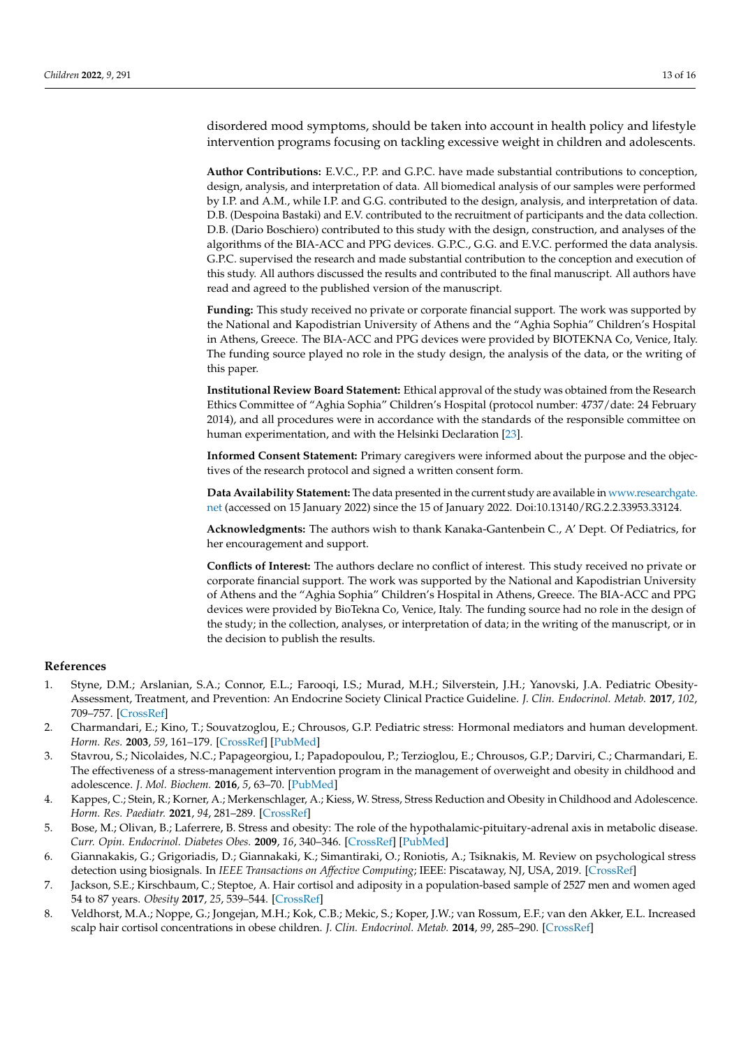disordered mood symptoms, should be taken into account in health policy and lifestyle intervention programs focusing on tackling excessive weight in children and adolescents.

**Author Contributions:** E.V.C., P.P. and G.P.C. have made substantial contributions to conception, design, analysis, and interpretation of data. All biomedical analysis of our samples were performed by I.P. and A.M., while I.P. and G.G. contributed to the design, analysis, and interpretation of data. D.B. (Despoina Bastaki) and E.V. contributed to the recruitment of participants and the data collection. D.B. (Dario Boschiero) contributed to this study with the design, construction, and analyses of the algorithms of the BIA-ACC and PPG devices. G.P.C., G.G. and E.V.C. performed the data analysis. G.P.C. supervised the research and made substantial contribution to the conception and execution of this study. All authors discussed the results and contributed to the final manuscript. All authors have read and agreed to the published version of the manuscript.

**Funding:** This study received no private or corporate financial support. The work was supported by the National and Kapodistrian University of Athens and the "Aghia Sophia" Children's Hospital in Athens, Greece. The BIA-ACC and PPG devices were provided by BIOTEKNA Co, Venice, Italy. The funding source played no role in the study design, the analysis of the data, or the writing of this paper.

**Institutional Review Board Statement:** Ethical approval of the study was obtained from the Research Ethics Committee of "Aghia Sophia" Children's Hospital (protocol number: 4737/date: 24 February 2014), and all procedures were in accordance with the standards of the responsible committee on human experimentation, and with the Helsinki Declaration [23].

**Informed Consent Statement:** Primary caregivers were informed about the purpose and the objectives of the research protocol and signed a written consent form.

**Data Availability Statement:** The data presented in the current study are available in www.researchgate.net (accessed on 15 January 2022) since the 15 of January 2022. Doi:10.13140/RG.2.2.33953.33124.

**Acknowledgments:** The authors wish to thank Kanaka-Gantenbein C., A' Dept. Of Pediatrics, for her encouragement and support.

**Conflicts of Interest:** The authors declare no conflict of interest. This study received no private or corporate financial support. The work was supported by the National and Kapodistrian University of Athens and the "Aghia Sophia" Children's Hospital in Athens, Greece. The BIA-ACC and PPG devices were provided by BioTekna Co, Venice, Italy. The funding source had no role in the design of the study; in the collection, analyses, or interpretation of data; in the writing of the manuscript, or in the decision to publish the results.

## References

1. Styne, D.M.; Arslanian, S.A.; Connor, E.L.; Farooqi, I.S.; Murad, M.H.; Silverstein, J.H.; Yanovski, J.A. Pediatric Obesity-Assessment, Treatment, and Prevention: An Endocrine Society Clinical Practice Guideline. *J. Clin. Endocrinol. Metab.* **2017**, *102*, 709–757. [CrossRef]
2. Charmandari, E.; Kino, T.; Souvatzoglou, E.; Chrousos, G.P. Pediatric stress: Hormonal mediators and human development. *Horm. Res.* **2003**, *59*, 161–179. [CrossRef] [PubMed]
3. Stavrou, S.; Nicolaides, N.C.; Papageorgiou, I.; Papadopoulou, P.; Terzioglou, E.; Chrousos, G.P.; Darviri, C.; Charmandari, E. The effectiveness of a stress-management intervention program in the management of overweight and obesity in childhood and adolescence. *J. Mol. Biochem.* **2016**, *5*, 63–70. [PubMed]
4. Kappes, C.; Stein, R.; Korner, A.; Merkenschlager, A.; Kiess, W. Stress, Stress Reduction and Obesity in Childhood and Adolescence. *Horm. Res. Paediatr.* **2021**, *94*, 281–289. [CrossRef]
5. Bose, M.; Olivan, B.; Laferrere, B. Stress and obesity: The role of the hypothalamic-pituitary-adrenal axis in metabolic disease. *Curr. Opin. Endocrinol. Diabetes Obes.* **2009**, *16*, 340–346. [CrossRef] [PubMed]
6. Giannakakis, G.; Grigoriadis, D.; Giannakaki, K.; Simantiraki, O.; Roniotis, A.; Tsiknakis, M. Review on psychological stress detection using biosignals. In *IEEE Transactions on Affective Computing*; IEEE: Piscataway, NJ, USA, 2019. [CrossRef]
7. Jackson, S.E.; Kirschbaum, C.; Steptoe, A. Hair cortisol and adiposity in a population-based sample of 2527 men and women aged 54 to 87 years. *Obesity* **2017**, *25*, 539–544. [CrossRef]
8. Veldhorst, M.A.; Noppe, G.; Jongejan, M.H.; Kok, C.B.; Mekic, S.; Koper, J.W.; van Rossum, E.F.; van den Akker, E.L. Increased scalp hair cortisol concentrations in obese children. *J. Clin. Endocrinol. Metab.* **2014**, *99*, 285–290. [CrossRef]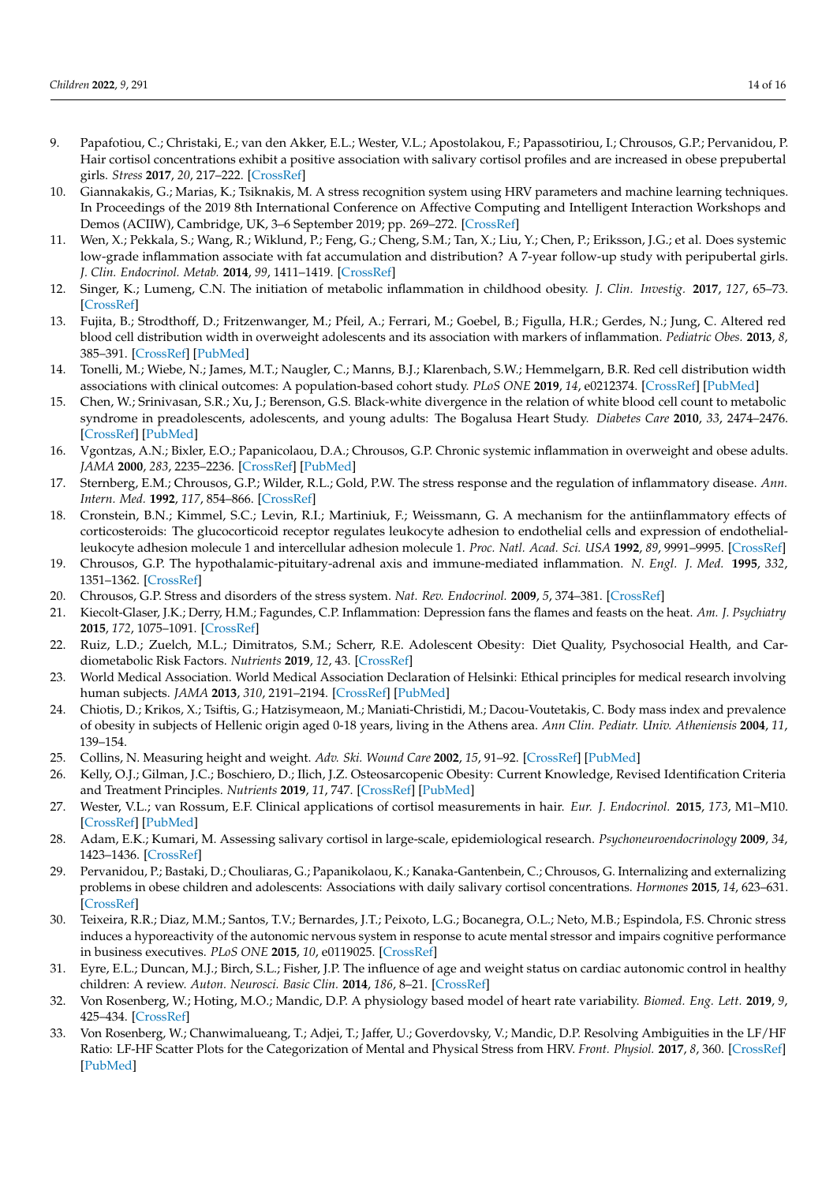9. Papafotiou, C.; Christaki, E.; van den Akker, E.L.; Wester, V.L.; Apostolakou, F.; Papassotiriou, I.; Chrousos, G.P.; Pervanidou, P. Hair cortisol concentrations exhibit a positive association with salivary cortisol profiles and are increased in obese prepubertal girls. *Stress* **2017**, *20*, 217–222. [CrossRef]
10. Giannakakis, G.; Marias, K.; Tsiknakis, M. A stress recognition system using HRV parameters and machine learning techniques. In Proceedings of the 2019 8th International Conference on Affective Computing and Intelligent Interaction Workshops and Demos (ACIIW), Cambridge, UK, 3–6 September 2019; pp. 269–272. [CrossRef]
11. Wen, X.; Pekkala, S.; Wang, R.; Wiklund, P.; Feng, G.; Cheng, S.M.; Tan, X.; Liu, Y.; Chen, P.; Eriksson, J.G.; et al. Does systemic low-grade inflammation associate with fat accumulation and distribution? A 7-year follow-up study with peripubertal girls. *J. Clin. Endocrinol. Metab.* **2014**, *99*, 1411–1419. [CrossRef]
12. Singer, K.; Lumeng, C.N. The initiation of metabolic inflammation in childhood obesity. *J. Clin. Investig.* **2017**, *127*, 65–73. [CrossRef]
13. Fujita, B.; Strodthoff, D.; Fritzenwanger, M.; Pfeil, A.; Ferrari, M.; Goebel, B.; Figulla, H.R.; Gerdes, N.; Jung, C. Altered red blood cell distribution width in overweight adolescents and its association with markers of inflammation. *Pediatric Obes.* **2013**, *8*, 385–391. [CrossRef] [PubMed]
14. Tonelli, M.; Wiebe, N.; James, M.T.; Naugler, C.; Manns, B.J.; Klarenbach, S.W.; Hemmelgarn, B.R. Red cell distribution width associations with clinical outcomes: A population-based cohort study. *PLoS ONE* **2019**, *14*, e0212374. [CrossRef] [PubMed]
15. Chen, W.; Srinivasan, S.R.; Xu, J.; Berenson, G.S. Black-white divergence in the relation of white blood cell count to metabolic syndrome in preadolescents, adolescents, and young adults: The Bogalusa Heart Study. *Diabetes Care* **2010**, *33*, 2474–2476. [CrossRef] [PubMed]
16. Vgontzas, A.N.; Bixler, E.O.; Papanicolaou, D.A.; Chrousos, G.P. Chronic systemic inflammation in overweight and obese adults. *JAMA* **2000**, *283*, 2235–2236. [CrossRef] [PubMed]
17. Sternberg, E.M.; Chrousos, G.P.; Wilder, R.L.; Gold, P.W. The stress response and the regulation of inflammatory disease. *Ann. Intern. Med.* **1992**, *117*, 854–866. [CrossRef]
18. Cronstein, B.N.; Kimmel, S.C.; Levin, R.I.; Martiniuk, F.; Weissmann, G. A mechanism for the antiinflammatory effects of corticosteroids: The glucocorticoid receptor regulates leukocyte adhesion to endothelial cells and expression of endothelial-leukocyte adhesion molecule 1 and intercellular adhesion molecule 1. *Proc. Natl. Acad. Sci. USA* **1992**, *89*, 9991–9995. [CrossRef]
19. Chrousos, G.P. The hypothalamic-pituitary-adrenal axis and immune-mediated inflammation. *N. Engl. J. Med.* **1995**, *332*, 1351–1362. [CrossRef]
20. Chrousos, G.P. Stress and disorders of the stress system. *Nat. Rev. Endocrinol.* **2009**, *5*, 374–381. [CrossRef]
21. Kiecolt-Glaser, J.K.; Derry, H.M.; Fagundes, C.P. Inflammation: Depression fans the flames and feasts on the heat. *Am. J. Psychiatry* **2015**, *172*, 1075–1091. [CrossRef]
22. Ruiz, L.D.; Zuelch, M.L.; Dimitratos, S.M.; Scherr, R.E. Adolescent Obesity: Diet Quality, Psychosocial Health, and Cardiometabolic Risk Factors. *Nutrients* **2019**, *12*, 43. [CrossRef]
23. World Medical Association. World Medical Association Declaration of Helsinki: Ethical principles for medical research involving human subjects. *JAMA* **2013**, *310*, 2191–2194. [CrossRef] [PubMed]
24. Chiotis, D.; Krikos, X.; Tsiftis, G.; Hatzisymeaon, M.; Maniati-Christidi, M.; Dacou-Voutetakis, C. Body mass index and prevalence of obesity in subjects of Hellenic origin aged 0-18 years, living in the Athens area. *Ann Clin. Pediatr. Univ. Atheniensis* **2004**, *11*, 139–154.
25. Collins, N. Measuring height and weight. *Adv. Ski. Wound Care* **2002**, *15*, 91–92. [CrossRef] [PubMed]
26. Kelly, O.J.; Gilman, J.C.; Boschiero, D.; Ilich, J.Z. Osteosarcopenic Obesity: Current Knowledge, Revised Identification Criteria and Treatment Principles. *Nutrients* **2019**, *11*, 747. [CrossRef] [PubMed]
27. Wester, V.L.; van Rossum, E.F. Clinical applications of cortisol measurements in hair. *Eur. J. Endocrinol.* **2015**, *173*, M1–M10. [CrossRef] [PubMed]
28. Adam, E.K.; Kumari, M. Assessing salivary cortisol in large-scale, epidemiological research. *Psychoneuroendocrinology* **2009**, *34*, 1423–1436. [CrossRef]
29. Pervanidou, P.; Bastaki, D.; Chouliaras, G.; Papanikolaou, K.; Kanaka-Gantenbein, C.; Chrousos, G. Internalizing and externalizing problems in obese children and adolescents: Associations with daily salivary cortisol concentrations. *Hormones* **2015**, *14*, 623–631. [CrossRef]
30. Teixeira, R.R.; Diaz, M.M.; Santos, T.V.; Bernardes, J.T.; Peixoto, L.G.; Bocanegra, O.L.; Neto, M.B.; Espindola, F.S. Chronic stress induces a hyporeactivity of the autonomic nervous system in response to acute mental stressor and impairs cognitive performance in business executives. *PLoS ONE* **2015**, *10*, e0119025. [CrossRef]
31. Eyre, E.L.; Duncan, M.J.; Birch, S.L.; Fisher, J.P. The influence of age and weight status on cardiac autonomic control in healthy children: A review. *Auton. Neurosci. Basic Clin.* **2014**, *186*, 8–21. [CrossRef]
32. Von Rosenberg, W.; Hoting, M.O.; Mandic, D.P. A physiology based model of heart rate variability. *Biomed. Eng. Lett.* **2019**, *9*, 425–434. [CrossRef]
33. Von Rosenberg, W.; Chanwimalueang, T.; Adjei, T.; Jaffer, U.; Goverdovsky, V.; Mandic, D.P. Resolving Ambiguities in the LF/HF Ratio: LF-HF Scatter Plots for the Categorization of Mental and Physical Stress from HRV. *Front. Physiol.* **2017**, *8*, 360. [CrossRef] [PubMed]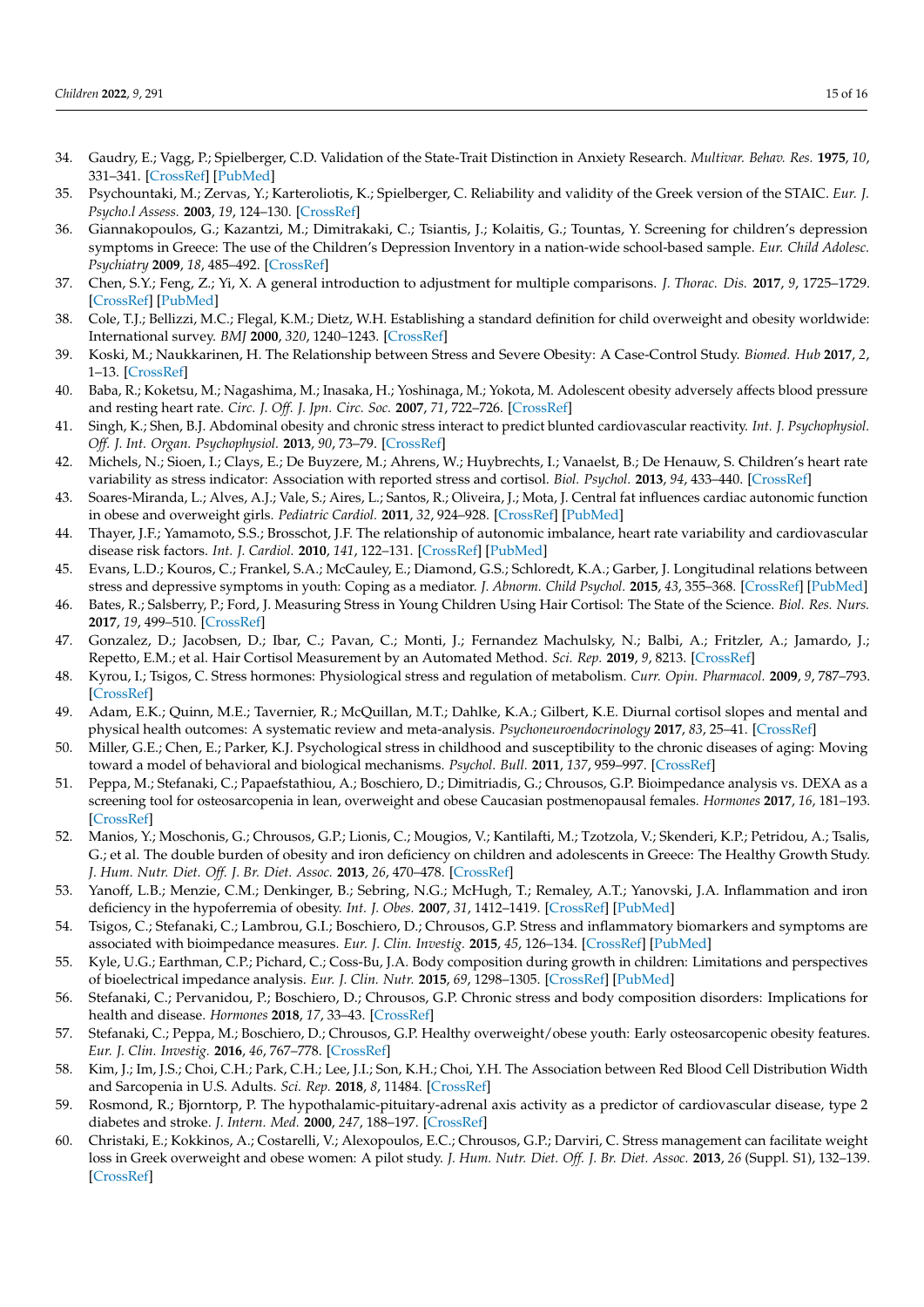34. Gaudry, E.; Vagg, P.; Spielberger, C.D. Validation of the State-Trait Distinction in Anxiety Research. *Multivar. Behav. Res.* **1975**, *10*, 331–341. [CrossRef] [PubMed]
35. Psychountaki, M.; Zervas, Y.; Karteroliotis, K.; Spielberger, C. Reliability and validity of the Greek version of the STAIC. *Eur. J. Psycho.l Assess.* **2003**, *19*, 124–130. [CrossRef]
36. Giannakopoulos, G.; Kazantzi, M.; Dimitrakaki, C.; Tsiantis, J.; Kolaitis, G.; Tountas, Y. Screening for children's depression symptoms in Greece: The use of the Children's Depression Inventory in a nation-wide school-based sample. *Eur. Child Adolesc. Psychiatry* **2009**, *18*, 485–492. [CrossRef]
37. Chen, S.Y.; Feng, Z.; Yi, X. A general introduction to adjustment for multiple comparisons. *J. Thorac. Dis.* **2017**, *9*, 1725–1729. [CrossRef] [PubMed]
38. Cole, T.J.; Bellizzi, M.C.; Flegal, K.M.; Dietz, W.H. Establishing a standard definition for child overweight and obesity worldwide: International survey. *BMJ* **2000**, *320*, 1240–1243. [CrossRef]
39. Koski, M.; Naukkarinen, H. The Relationship between Stress and Severe Obesity: A Case-Control Study. *Biomed. Hub* **2017**, *2*, 1–13. [CrossRef]
40. Baba, R.; Koketsu, M.; Nagashima, M.; Inasaka, H.; Yoshinaga, M.; Yokota, M. Adolescent obesity adversely affects blood pressure and resting heart rate. *Circ. J. Off. J. Jpn. Circ. Soc.* **2007**, *71*, 722–726. [CrossRef]
41. Singh, K.; Shen, B.J. Abdominal obesity and chronic stress interact to predict blunted cardiovascular reactivity. *Int. J. Psychophysiol. Off. J. Int. Organ. Psychophysiol.* **2013**, *90*, 73–79. [CrossRef]
42. Michels, N.; Sioen, I.; Clays, E.; De Buyzere, M.; Ahrens, W.; Huybrechts, I.; Vanaelst, B.; De Henauw, S. Children's heart rate variability as stress indicator: Association with reported stress and cortisol. *Biol. Psychol.* **2013**, *94*, 433–440. [CrossRef]
43. Soares-Miranda, L.; Alves, A.J.; Vale, S.; Aires, L.; Santos, R.; Oliveira, J.; Mota, J. Central fat influences cardiac autonomic function in obese and overweight girls. *Pediatric Cardiol.* **2011**, *32*, 924–928. [CrossRef] [PubMed]
44. Thayer, J.F.; Yamamoto, S.S.; Brosschot, J.F. The relationship of autonomic imbalance, heart rate variability and cardiovascular disease risk factors. *Int. J. Cardiol.* **2010**, *141*, 122–131. [CrossRef] [PubMed]
45. Evans, L.D.; Kouros, C.; Frankel, S.A.; McCauley, E.; Diamond, G.S.; Schloredt, K.A.; Garber, J. Longitudinal relations between stress and depressive symptoms in youth: Coping as a mediator. *J. Abnorm. Child Psychol.* **2015**, *43*, 355–368. [CrossRef] [PubMed]
46. Bates, R.; Salsberry, P.; Ford, J. Measuring Stress in Young Children Using Hair Cortisol: The State of the Science. *Biol. Res. Nurs.* **2017**, *19*, 499–510. [CrossRef]
47. Gonzalez, D.; Jacobsen, D.; Ibar, C.; Pavan, C.; Monti, J.; Fernandez Machulsky, N.; Balbi, A.; Fritzler, A.; Jamardo, J.; Repetto, E.M.; et al. Hair Cortisol Measurement by an Automated Method. *Sci. Rep.* **2019**, *9*, 8213. [CrossRef]
48. Kyrou, I.; Tsigos, C. Stress hormones: Physiological stress and regulation of metabolism. *Curr. Opin. Pharmacol.* **2009**, *9*, 787–793. [CrossRef]
49. Adam, E.K.; Quinn, M.E.; Tavernier, R.; McQuillan, M.T.; Dahlke, K.A.; Gilbert, K.E. Diurnal cortisol slopes and mental and physical health outcomes: A systematic review and meta-analysis. *Psychoneuroendocrinology* **2017**, *83*, 25–41. [CrossRef]
50. Miller, G.E.; Chen, E.; Parker, K.J. Psychological stress in childhood and susceptibility to the chronic diseases of aging: Moving toward a model of behavioral and biological mechanisms. *Psychol. Bull.* **2011**, *137*, 959–997. [CrossRef]
51. Peppa, M.; Stefanaki, C.; Papaefstathiou, A.; Boschiero, D.; Dimitriadis, G.; Chrousos, G.P. Bioimpedance analysis vs. DEXA as a screening tool for osteosarcopenia in lean, overweight and obese Caucasian postmenopausal females. *Hormones* **2017**, *16*, 181–193. [CrossRef]
52. Manios, Y.; Moschonis, G.; Chrousos, G.P.; Lionis, C.; Mougios, V.; Kantilafti, M.; Tzotzola, V.; Skenderi, K.P.; Petridou, A.; Tsalis, G.; et al. The double burden of obesity and iron deficiency on children and adolescents in Greece: The Healthy Growth Study. *J. Hum. Nutr. Diet. Off. J. Br. Diet. Assoc.* **2013**, *26*, 470–478. [CrossRef]
53. Yanoff, L.B.; Menzie, C.M.; Denkinger, B.; Sebring, N.G.; McHugh, T.; Remaley, A.T.; Yanovski, J.A. Inflammation and iron deficiency in the hypoferremia of obesity. *Int. J. Obes.* **2007**, *31*, 1412–1419. [CrossRef] [PubMed]
54. Tsigos, C.; Stefanaki, C.; Lambrou, G.I.; Boschiero, D.; Chrousos, G.P. Stress and inflammatory biomarkers and symptoms are associated with bioimpedance measures. *Eur. J. Clin. Investig.* **2015**, *45*, 126–134. [CrossRef] [PubMed]
55. Kyle, U.G.; Earthman, C.P.; Pichard, C.; Coss-Bu, J.A. Body composition during growth in children: Limitations and perspectives of bioelectrical impedance analysis. *Eur. J. Clin. Nutr.* **2015**, *69*, 1298–1305. [CrossRef] [PubMed]
56. Stefanaki, C.; Pervanidou, P.; Boschiero, D.; Chrousos, G.P. Chronic stress and body composition disorders: Implications for health and disease. *Hormones* **2018**, *17*, 33–43. [CrossRef]
57. Stefanaki, C.; Peppa, M.; Boschiero, D.; Chrousos, G.P. Healthy overweight/obese youth: Early osteosarcopenic obesity features. *Eur. J. Clin. Investig.* **2016**, *46*, 767–778. [CrossRef]
58. Kim, J.; Im, J.S.; Choi, C.H.; Park, C.H.; Lee, J.I.; Son, K.H.; Choi, Y.H. The Association between Red Blood Cell Distribution Width and Sarcopenia in U.S. Adults. *Sci. Rep.* **2018**, *8*, 11484. [CrossRef]
59. Rosmond, R.; Bjorntorp, P. The hypothalamic-pituitary-adrenal axis activity as a predictor of cardiovascular disease, type 2 diabetes and stroke. *J. Intern. Med.* **2000**, *247*, 188–197. [CrossRef]
60. Christaki, E.; Kokkinos, A.; Costarelli, V.; Alexopoulos, E.C.; Chrousos, G.P.; Darviri, C. Stress management can facilitate weight loss in Greek overweight and obese women: A pilot study. *J. Hum. Nutr. Diet. Off. J. Br. Diet. Assoc.* **2013**, *26* (Suppl. S1), 132–139. [CrossRef]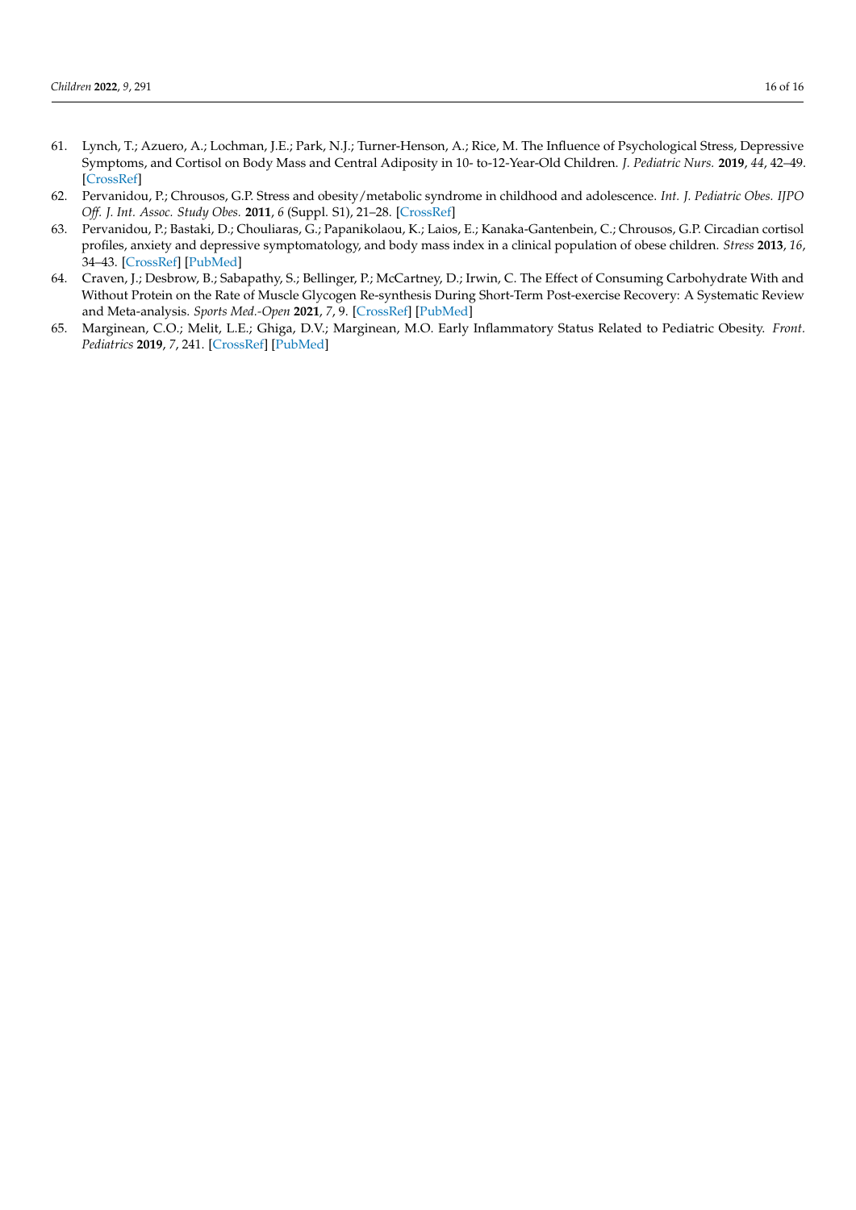61. Lynch, T.; Azuero, A.; Lochman, J.E.; Park, N.J.; Turner-Henson, A.; Rice, M. The Influence of Psychological Stress, Depressive Symptoms, and Cortisol on Body Mass and Central Adiposity in 10- to-12-Year-Old Children. *J. Pediatric Nurs.* **2019**, *44*, 42–49. [CrossRef]
62. Pervanidou, P.; Chrousos, G.P. Stress and obesity/metabolic syndrome in childhood and adolescence. *Int. J. Pediatric Obes. IJPO Off. J. Int. Assoc. Study Obes.* **2011**, *6* (Suppl. S1), 21–28. [CrossRef]
63. Pervanidou, P.; Bastaki, D.; Chouliaras, G.; Papanikolaou, K.; Laios, E.; Kanaka-Gantenbein, C.; Chrousos, G.P. Circadian cortisol profiles, anxiety and depressive symptomatology, and body mass index in a clinical population of obese children. *Stress* **2013**, *16*, 34–43. [CrossRef] [PubMed]
64. Craven, J.; Desbrow, B.; Sabapathy, S.; Bellinger, P.; McCartney, D.; Irwin, C. The Effect of Consuming Carbohydrate With and Without Protein on the Rate of Muscle Glycogen Re-synthesis During Short-Term Post-exercise Recovery: A Systematic Review and Meta-analysis. *Sports Med.-Open* **2021**, *7*, 9. [CrossRef] [PubMed]
65. Marginean, C.O.; Melit, L.E.; Ghiga, D.V.; Marginean, M.O. Early Inflammatory Status Related to Pediatric Obesity. *Front. Pediatrics* **2019**, *7*, 241. [CrossRef] [PubMed]